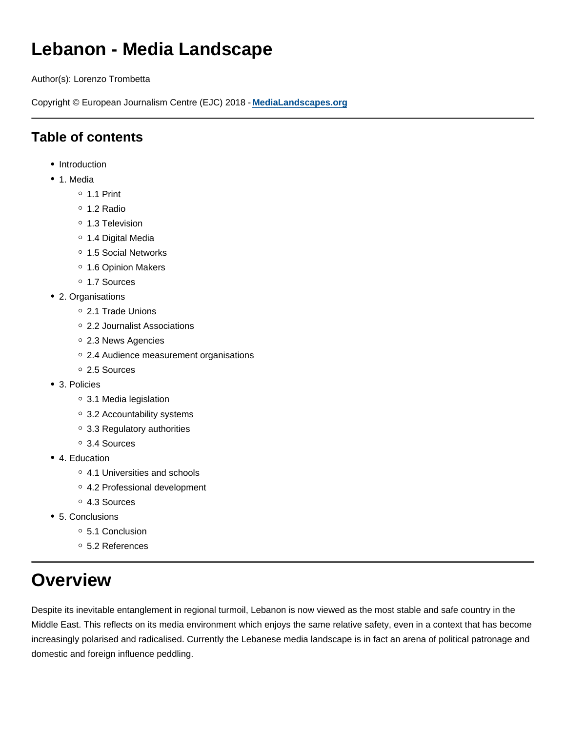# Lebanon - Media Landscape

Author(s): Lorenzo Trombetta

Copyright © European Journalism Centre (EJC) 2018 - **MediaLandscapes.org**

---

## Table of contents

- Introduction
- 1. Media
  - 1.1 Print
  - 1.2 Radio
  - 1.3 Television
  - 1.4 Digital Media
  - 1.5 Social Networks
  - 1.6 Opinion Makers
  - 1.7 Sources
- 2. Organisations
  - 2.1 Trade Unions
  - 2.2 Journalist Associations
  - 2.3 News Agencies
  - 2.4 Audience measurement organisations
  - 2.5 Sources
- 3. Policies
  - 3.1 Media legislation
  - 3.2 Accountability systems
  - 3.3 Regulatory authorities
  - 3.4 Sources
- 4. Education
  - 4.1 Universities and schools
  - 4.2 Professional development
  - 4.3 Sources
- 5. Conclusions
  - 5.1 Conclusion
  - 5.2 References

---

# Overview

Despite its inevitable entanglement in regional turmoil, Lebanon is now viewed as the most stable and safe country in the Middle East. This reflects on its media environment which enjoys the same relative safety, even in a context that has become increasingly polarised and radicalised. Currently the Lebanese media landscape is in fact an arena of political patronage and domestic and foreign influence peddling.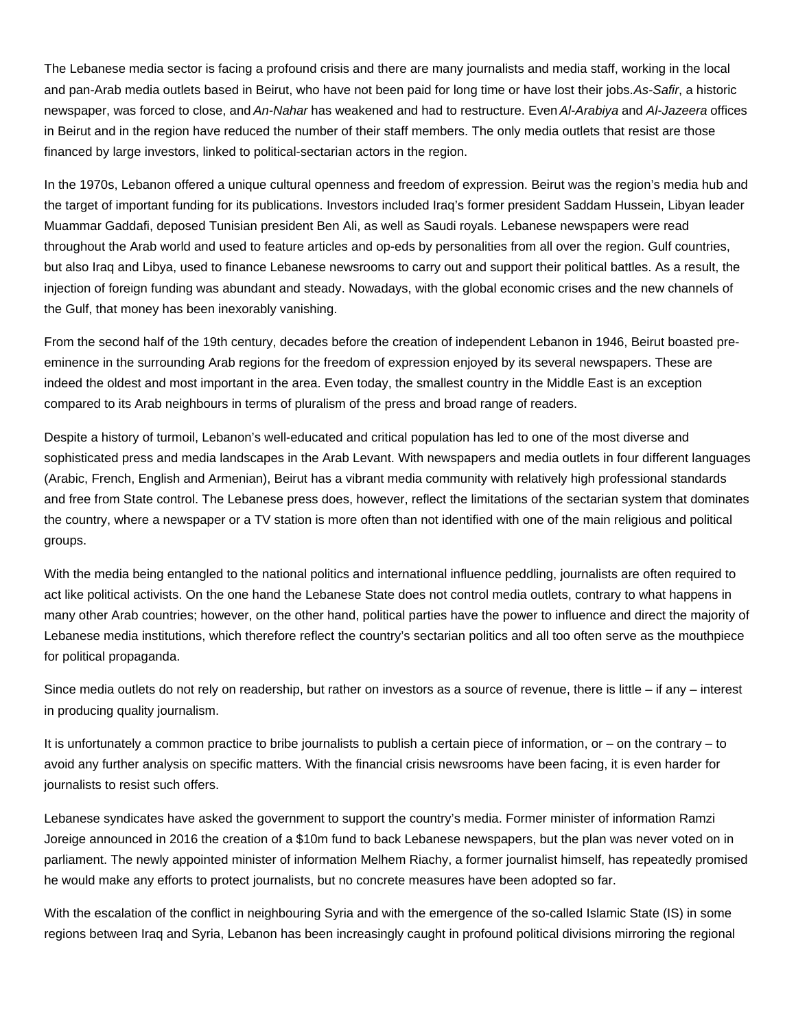The Lebanese media sector is facing a profound crisis and there are many journalists and media staff, working in the local and pan-Arab media outlets based in Beirut, who have not been paid for long time or have lost their jobs. *As-Safir*, a historic newspaper, was forced to close, and *An-Nahar* has weakened and had to restructure. Even *Al-Arabiya* and *Al-Jazeera* offices in Beirut and in the region have reduced the number of their staff members. The only media outlets that resist are those financed by large investors, linked to political-sectarian actors in the region.

In the 1970s, Lebanon offered a unique cultural openness and freedom of expression. Beirut was the region's media hub and the target of important funding for its publications. Investors included Iraq's former president Saddam Hussein, Libyan leader Muammar Gaddafi, deposed Tunisian president Ben Ali, as well as Saudi royals. Lebanese newspapers were read throughout the Arab world and used to feature articles and op-eds by personalities from all over the region. Gulf countries, but also Iraq and Libya, used to finance Lebanese newsrooms to carry out and support their political battles. As a result, the injection of foreign funding was abundant and steady. Nowadays, with the global economic crises and the new channels of the Gulf, that money has been inexorably vanishing.

From the second half of the 19th century, decades before the creation of independent Lebanon in 1946, Beirut boasted pre-eminence in the surrounding Arab regions for the freedom of expression enjoyed by its several newspapers. These are indeed the oldest and most important in the area. Even today, the smallest country in the Middle East is an exception compared to its Arab neighbours in terms of pluralism of the press and broad range of readers.

Despite a history of turmoil, Lebanon's well-educated and critical population has led to one of the most diverse and sophisticated press and media landscapes in the Arab Levant. With newspapers and media outlets in four different languages (Arabic, French, English and Armenian), Beirut has a vibrant media community with relatively high professional standards and free from State control. The Lebanese press does, however, reflect the limitations of the sectarian system that dominates the country, where a newspaper or a TV station is more often than not identified with one of the main religious and political groups.

With the media being entangled to the national politics and international influence peddling, journalists are often required to act like political activists. On the one hand the Lebanese State does not control media outlets, contrary to what happens in many other Arab countries; however, on the other hand, political parties have the power to influence and direct the majority of Lebanese media institutions, which therefore reflect the country's sectarian politics and all too often serve as the mouthpiece for political propaganda.

Since media outlets do not rely on readership, but rather on investors as a source of revenue, there is little – if any – interest in producing quality journalism.

It is unfortunately a common practice to bribe journalists to publish a certain piece of information, or – on the contrary – to avoid any further analysis on specific matters. With the financial crisis newsrooms have been facing, it is even harder for journalists to resist such offers.

Lebanese syndicates have asked the government to support the country's media. Former minister of information Ramzi Joreige announced in 2016 the creation of a $10m fund to back Lebanese newspapers, but the plan was never voted on in parliament. The newly appointed minister of information Melhem Riachy, a former journalist himself, has repeatedly promised he would make any efforts to protect journalists, but no concrete measures have been adopted so far.

With the escalation of the conflict in neighbouring Syria and with the emergence of the so-called Islamic State (IS) in some regions between Iraq and Syria, Lebanon has been increasingly caught in profound political divisions mirroring the regional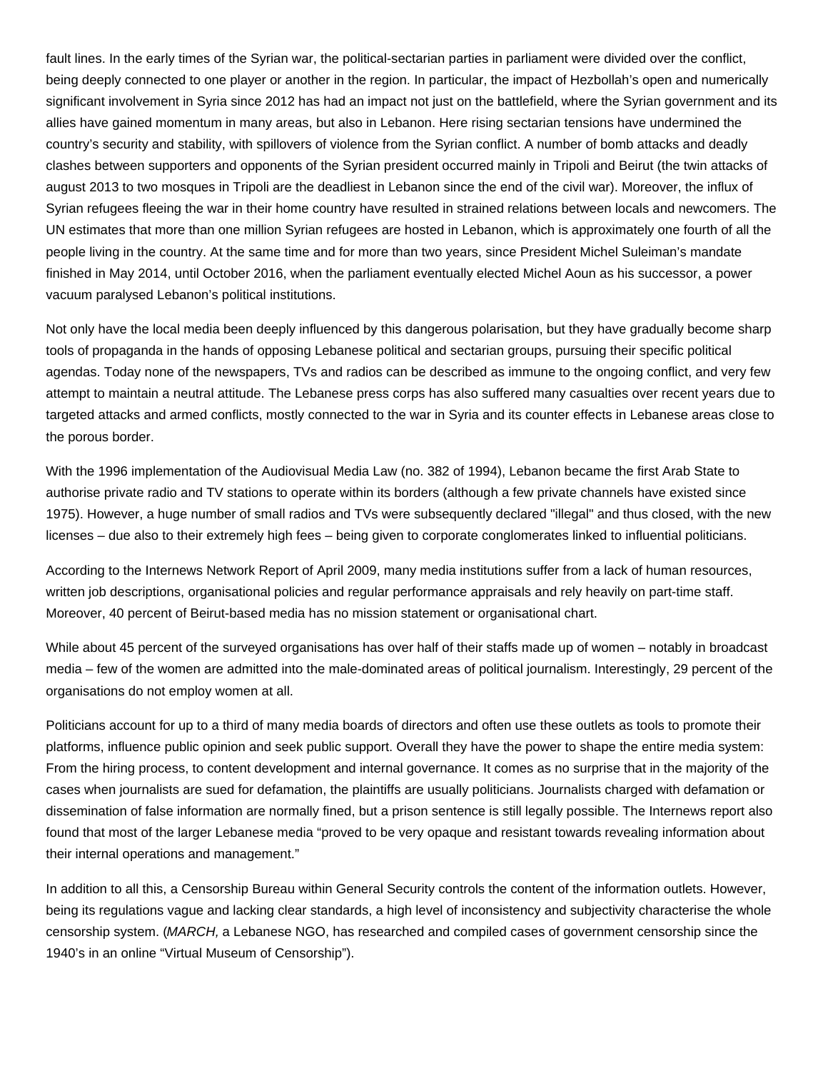fault lines. In the early times of the Syrian war, the political-sectarian parties in parliament were divided over the conflict, being deeply connected to one player or another in the region. In particular, the impact of Hezbollah's open and numerically significant involvement in Syria since 2012 has had an impact not just on the battlefield, where the Syrian government and its allies have gained momentum in many areas, but also in Lebanon. Here rising sectarian tensions have undermined the country's security and stability, with spillovers of violence from the Syrian conflict. A number of bomb attacks and deadly clashes between supporters and opponents of the Syrian president occurred mainly in Tripoli and Beirut (the twin attacks of august 2013 to two mosques in Tripoli are the deadliest in Lebanon since the end of the civil war). Moreover, the influx of Syrian refugees fleeing the war in their home country have resulted in strained relations between locals and newcomers. The UN estimates that more than one million Syrian refugees are hosted in Lebanon, which is approximately one fourth of all the people living in the country. At the same time and for more than two years, since President Michel Suleiman's mandate finished in May 2014, until October 2016, when the parliament eventually elected Michel Aoun as his successor, a power vacuum paralysed Lebanon's political institutions.

Not only have the local media been deeply influenced by this dangerous polarisation, but they have gradually become sharp tools of propaganda in the hands of opposing Lebanese political and sectarian groups, pursuing their specific political agendas. Today none of the newspapers, TVs and radios can be described as immune to the ongoing conflict, and very few attempt to maintain a neutral attitude. The Lebanese press corps has also suffered many casualties over recent years due to targeted attacks and armed conflicts, mostly connected to the war in Syria and its counter effects in Lebanese areas close to the porous border.

With the 1996 implementation of the Audiovisual Media Law (no. 382 of 1994), Lebanon became the first Arab State to authorise private radio and TV stations to operate within its borders (although a few private channels have existed since 1975). However, a huge number of small radios and TVs were subsequently declared "illegal" and thus closed, with the new licenses – due also to their extremely high fees – being given to corporate conglomerates linked to influential politicians.

According to the Internews Network Report of April 2009, many media institutions suffer from a lack of human resources, written job descriptions, organisational policies and regular performance appraisals and rely heavily on part-time staff. Moreover, 40 percent of Beirut-based media has no mission statement or organisational chart.

While about 45 percent of the surveyed organisations has over half of their staffs made up of women – notably in broadcast media – few of the women are admitted into the male-dominated areas of political journalism. Interestingly, 29 percent of the organisations do not employ women at all.

Politicians account for up to a third of many media boards of directors and often use these outlets as tools to promote their platforms, influence public opinion and seek public support. Overall they have the power to shape the entire media system: From the hiring process, to content development and internal governance. It comes as no surprise that in the majority of the cases when journalists are sued for defamation, the plaintiffs are usually politicians. Journalists charged with defamation or dissemination of false information are normally fined, but a prison sentence is still legally possible. The Internews report also found that most of the larger Lebanese media "proved to be very opaque and resistant towards revealing information about their internal operations and management."

In addition to all this, a Censorship Bureau within General Security controls the content of the information outlets. However, being its regulations vague and lacking clear standards, a high level of inconsistency and subjectivity characterise the whole censorship system. (*MARCH,* a Lebanese NGO, has researched and compiled cases of government censorship since the 1940's in an online "Virtual Museum of Censorship").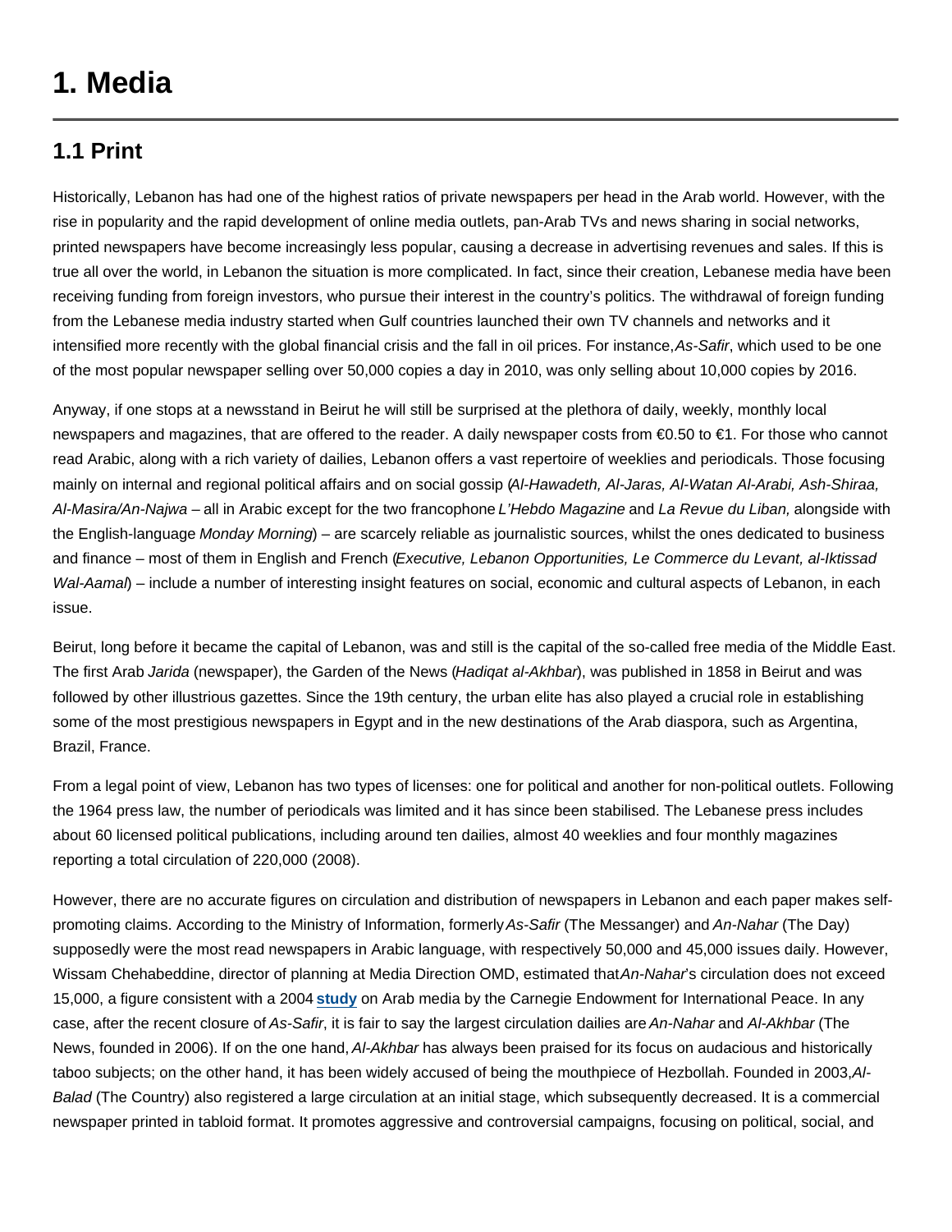# 1. Media

## 1.1 Print

Historically, Lebanon has had one of the highest ratios of private newspapers per head in the Arab world. However, with the rise in popularity and the rapid development of online media outlets, pan-Arab TVs and news sharing in social networks, printed newspapers have become increasingly less popular, causing a decrease in advertising revenues and sales. If this is true all over the world, in Lebanon the situation is more complicated. In fact, since their creation, Lebanese media have been receiving funding from foreign investors, who pursue their interest in the country's politics. The withdrawal of foreign funding from the Lebanese media industry started when Gulf countries launched their own TV channels and networks and it intensified more recently with the global financial crisis and the fall in oil prices. For instance, *As-Safir*, which used to be one of the most popular newspaper selling over 50,000 copies a day in 2010, was only selling about 10,000 copies by 2016.

Anyway, if one stops at a newsstand in Beirut he will still be surprised at the plethora of daily, weekly, monthly local newspapers and magazines, that are offered to the reader. A daily newspaper costs from €0.50 to €1. For those who cannot read Arabic, along with a rich variety of dailies, Lebanon offers a vast repertoire of weeklies and periodicals. Those focusing mainly on internal and regional political affairs and on social gossip (*Al-Hawadeth, Al-Jaras, Al-Watan Al-Arabi, Ash-Shiraa, Al-Masira/An-Najwa* – all in Arabic except for the two francophone *L'Hebdo Magazine* and *La Revue du Liban,* alongside with the English-language *Monday Morning*) – are scarcely reliable as journalistic sources, whilst the ones dedicated to business and finance – most of them in English and French (*Executive, Lebanon Opportunities, Le Commerce du Levant, al-Iktissad Wal-Aamal*) – include a number of interesting insight features on social, economic and cultural aspects of Lebanon, in each issue.

Beirut, long before it became the capital of Lebanon, was and still is the capital of the so-called free media of the Middle East. The first Arab *Jarida* (newspaper), the Garden of the News (*Hadiqat al-Akhbar*), was published in 1858 in Beirut and was followed by other illustrious gazettes. Since the 19th century, the urban elite has also played a crucial role in establishing some of the most prestigious newspapers in Egypt and in the new destinations of the Arab diaspora, such as Argentina, Brazil, France.

From a legal point of view, Lebanon has two types of licenses: one for political and another for non-political outlets. Following the 1964 press law, the number of periodicals was limited and it has since been stabilised. The Lebanese press includes about 60 licensed political publications, including around ten dailies, almost 40 weeklies and four monthly magazines reporting a total circulation of 220,000 (2008).

However, there are no accurate figures on circulation and distribution of newspapers in Lebanon and each paper makes self-promoting claims. According to the Ministry of Information, formerly *As-Safir* (The Messanger) and *An-Nahar* (The Day) supposedly were the most read newspapers in Arabic language, with respectively 50,000 and 45,000 issues daily. However, Wissam Chehabeddine, director of planning at Media Direction OMD, estimated that *An-Nahar*'s circulation does not exceed 15,000, a figure consistent with a 2004 **study** on Arab media by the Carnegie Endowment for International Peace. In any case, after the recent closure of *As-Safir*, it is fair to say the largest circulation dailies are *An-Nahar* and *Al-Akhbar* (The News, founded in 2006). If on the one hand, *Al-Akhbar* has always been praised for its focus on audacious and historically taboo subjects; on the other hand, it has been widely accused of being the mouthpiece of Hezbollah. Founded in 2003, *Al-Balad* (The Country) also registered a large circulation at an initial stage, which subsequently decreased. It is a commercial newspaper printed in tabloid format. It promotes aggressive and controversial campaigns, focusing on political, social, and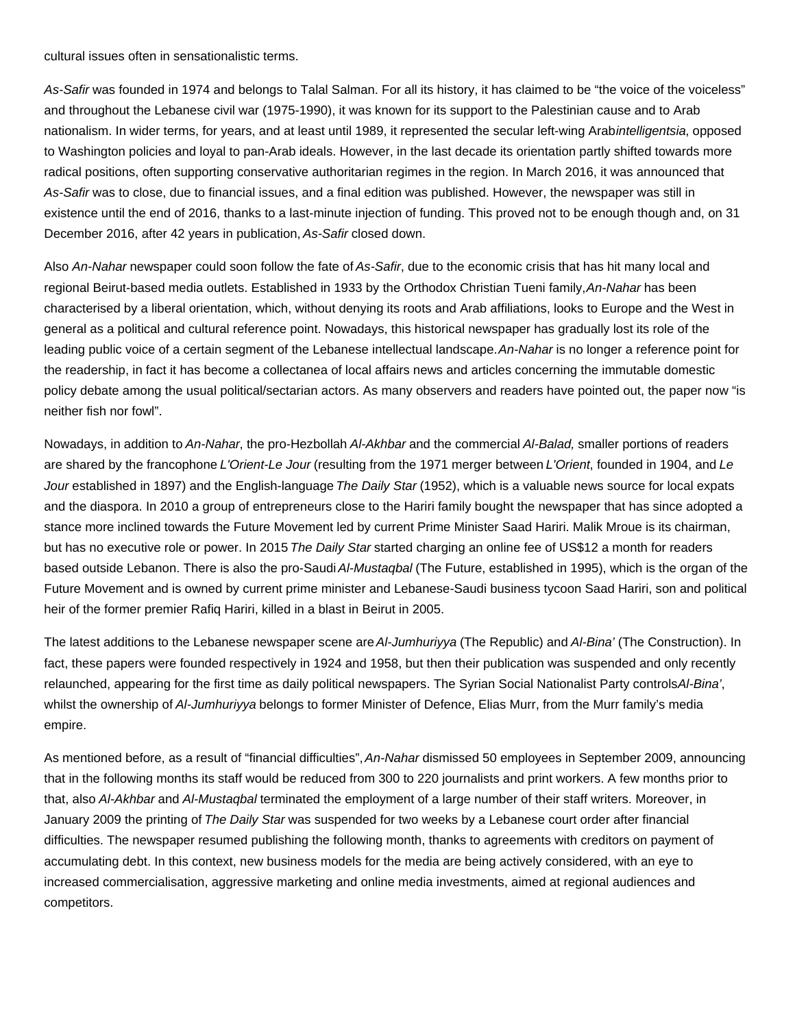cultural issues often in sensationalistic terms.

*As-Safir* was founded in 1974 and belongs to Talal Salman. For all its history, it has claimed to be "the voice of the voiceless" and throughout the Lebanese civil war (1975-1990), it was known for its support to the Palestinian cause and to Arab nationalism. In wider terms, for years, and at least until 1989, it represented the secular left-wing Arab *intelligentsia*, opposed to Washington policies and loyal to pan-Arab ideals. However, in the last decade its orientation partly shifted towards more radical positions, often supporting conservative authoritarian regimes in the region. In March 2016, it was announced that *As-Safir* was to close, due to financial issues, and a final edition was published. However, the newspaper was still in existence until the end of 2016, thanks to a last-minute injection of funding. This proved not to be enough though and, on 31 December 2016, after 42 years in publication, *As-Safir* closed down.

Also *An-Nahar* newspaper could soon follow the fate of *As-Safir*, due to the economic crisis that has hit many local and regional Beirut-based media outlets. Established in 1933 by the Orthodox Christian Tueni family, *An-Nahar* has been characterised by a liberal orientation, which, without denying its roots and Arab affiliations, looks to Europe and the West in general as a political and cultural reference point. Nowadays, this historical newspaper has gradually lost its role of the leading public voice of a certain segment of the Lebanese intellectual landscape. *An-Nahar* is no longer a reference point for the readership, in fact it has become a collectanea of local affairs news and articles concerning the immutable domestic policy debate among the usual political/sectarian actors. As many observers and readers have pointed out, the paper now "is neither fish nor fowl".

Nowadays, in addition to *An-Nahar*, the pro-Hezbollah *Al-Akhbar* and the commercial *Al-Balad,* smaller portions of readers are shared by the francophone *L'Orient-Le Jour* (resulting from the 1971 merger between *L'Orient*, founded in 1904, and *Le Jour* established in 1897) and the English-language *The Daily Star* (1952), which is a valuable news source for local expats and the diaspora. In 2010 a group of entrepreneurs close to the Hariri family bought the newspaper that has since adopted a stance more inclined towards the Future Movement led by current Prime Minister Saad Hariri. Malik Mroue is its chairman, but has no executive role or power. In 2015 *The Daily Star* started charging an online fee of US$12 a month for readers based outside Lebanon. There is also the pro-Saudi *Al-Mustaqbal* (The Future, established in 1995), which is the organ of the Future Movement and is owned by current prime minister and Lebanese-Saudi business tycoon Saad Hariri, son and political heir of the former premier Rafiq Hariri, killed in a blast in Beirut in 2005.

The latest additions to the Lebanese newspaper scene are *Al-Jumhuriyya* (The Republic) and *Al-Bina'* (The Construction). In fact, these papers were founded respectively in 1924 and 1958, but then their publication was suspended and only recently relaunched, appearing for the first time as daily political newspapers. The Syrian Social Nationalist Party controls *Al-Bina'*, whilst the ownership of *Al-Jumhuriyya* belongs to former Minister of Defence, Elias Murr, from the Murr family's media empire.

As mentioned before, as a result of "financial difficulties", *An-Nahar* dismissed 50 employees in September 2009, announcing that in the following months its staff would be reduced from 300 to 220 journalists and print workers. A few months prior to that, also *Al-Akhbar* and *Al-Mustaqbal* terminated the employment of a large number of their staff writers. Moreover, in January 2009 the printing of *The Daily Star* was suspended for two weeks by a Lebanese court order after financial difficulties. The newspaper resumed publishing the following month, thanks to agreements with creditors on payment of accumulating debt. In this context, new business models for the media are being actively considered, with an eye to increased commercialisation, aggressive marketing and online media investments, aimed at regional audiences and competitors.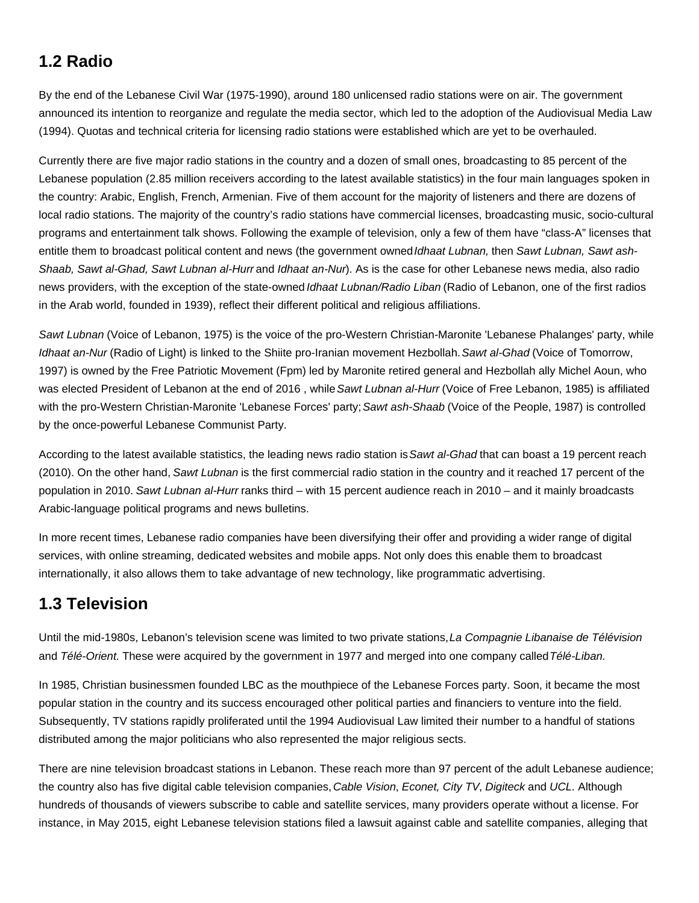## 1.2 Radio

By the end of the Lebanese Civil War (1975-1990), around 180 unlicensed radio stations were on air. The government announced its intention to reorganize and regulate the media sector, which led to the adoption of the Audiovisual Media Law (1994). Quotas and technical criteria for licensing radio stations were established which are yet to be overhauled.

Currently there are five major radio stations in the country and a dozen of small ones, broadcasting to 85 percent of the Lebanese population (2.85 million receivers according to the latest available statistics) in the four main languages spoken in the country: Arabic, English, French, Armenian. Five of them account for the majority of listeners and there are dozens of local radio stations. The majority of the country's radio stations have commercial licenses, broadcasting music, socio-cultural programs and entertainment talk shows. Following the example of television, only a few of them have "class-A" licenses that entitle them to broadcast political content and news (the government owned *Idhaat Lubnan,* then *Sawt Lubnan, Sawt ash-Shaab, Sawt al-Ghad, Sawt Lubnan al-Hurr* and *Idhaat an-Nur*). As is the case for other Lebanese news media, also radio news providers, with the exception of the state-owned *Idhaat Lubnan/Radio Liban* (Radio of Lebanon, one of the first radios in the Arab world, founded in 1939), reflect their different political and religious affiliations.

*Sawt Lubnan* (Voice of Lebanon, 1975) is the voice of the pro-Western Christian-Maronite 'Lebanese Phalanges' party, while *Idhaat an-Nur* (Radio of Light) is linked to the Shiite pro-Iranian movement Hezbollah. *Sawt al-Ghad* (Voice of Tomorrow, 1997) is owned by the Free Patriotic Movement (Fpm) led by Maronite retired general and Hezbollah ally Michel Aoun, who was elected President of Lebanon at the end of 2016 , while *Sawt Lubnan al-Hurr* (Voice of Free Lebanon, 1985) is affiliated with the pro-Western Christian-Maronite 'Lebanese Forces' party; *Sawt ash-Shaab* (Voice of the People, 1987) is controlled by the once-powerful Lebanese Communist Party.

According to the latest available statistics, the leading news radio station is *Sawt al-Ghad* that can boast a 19 percent reach (2010). On the other hand, *Sawt Lubnan* is the first commercial radio station in the country and it reached 17 percent of the population in 2010. *Sawt Lubnan al-Hurr* ranks third – with 15 percent audience reach in 2010 – and it mainly broadcasts Arabic-language political programs and news bulletins.

In more recent times, Lebanese radio companies have been diversifying their offer and providing a wider range of digital services, with online streaming, dedicated websites and mobile apps. Not only does this enable them to broadcast internationally, it also allows them to take advantage of new technology, like programmatic advertising.

## 1.3 Television

Until the mid-1980s, Lebanon's television scene was limited to two private stations, *La Compagnie Libanaise de Télévision* and *Télé-Orient*. These were acquired by the government in 1977 and merged into one company called *Télé-Liban*.

In 1985, Christian businessmen founded LBC as the mouthpiece of the Lebanese Forces party. Soon, it became the most popular station in the country and its success encouraged other political parties and financiers to venture into the field. Subsequently, TV stations rapidly proliferated until the 1994 Audiovisual Law limited their number to a handful of stations distributed among the major politicians who also represented the major religious sects.

There are nine television broadcast stations in Lebanon. These reach more than 97 percent of the adult Lebanese audience; the country also has five digital cable television companies, *Cable Vision*, *Econet, City TV*, *Digiteck* and *UCL.* Although hundreds of thousands of viewers subscribe to cable and satellite services, many providers operate without a license. For instance, in May 2015, eight Lebanese television stations filed a lawsuit against cable and satellite companies, alleging that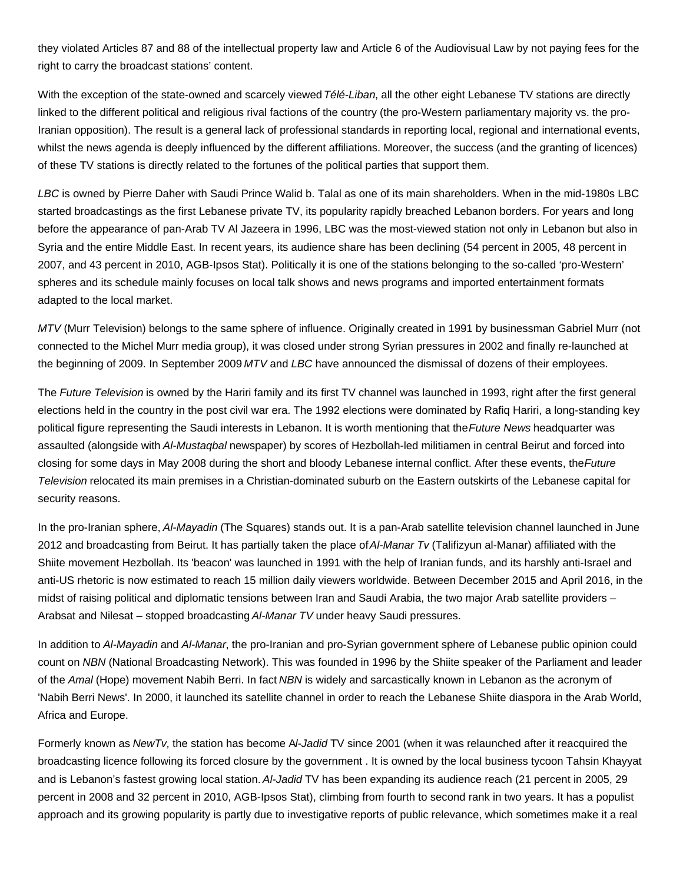they violated Articles 87 and 88 of the intellectual property law and Article 6 of the Audiovisual Law by not paying fees for the right to carry the broadcast stations' content.

With the exception of the state-owned and scarcely viewed *Télé-Liban*, all the other eight Lebanese TV stations are directly linked to the different political and religious rival factions of the country (the pro-Western parliamentary majority vs. the pro-Iranian opposition). The result is a general lack of professional standards in reporting local, regional and international events, whilst the news agenda is deeply influenced by the different affiliations. Moreover, the success (and the granting of licences) of these TV stations is directly related to the fortunes of the political parties that support them.

*LBC* is owned by Pierre Daher with Saudi Prince Walid b. Talal as one of its main shareholders. When in the mid-1980s LBC started broadcastings as the first Lebanese private TV, its popularity rapidly breached Lebanon borders. For years and long before the appearance of pan-Arab TV Al Jazeera in 1996, LBC was the most-viewed station not only in Lebanon but also in Syria and the entire Middle East. In recent years, its audience share has been declining (54 percent in 2005, 48 percent in 2007, and 43 percent in 2010, AGB-Ipsos Stat). Politically it is one of the stations belonging to the so-called 'pro-Western' spheres and its schedule mainly focuses on local talk shows and news programs and imported entertainment formats adapted to the local market.

*MTV* (Murr Television) belongs to the same sphere of influence. Originally created in 1991 by businessman Gabriel Murr (not connected to the Michel Murr media group), it was closed under strong Syrian pressures in 2002 and finally re-launched at the beginning of 2009. In September 2009 *MTV* and *LBC* have announced the dismissal of dozens of their employees.

The *Future Television* is owned by the Hariri family and its first TV channel was launched in 1993, right after the first general elections held in the country in the post civil war era. The 1992 elections were dominated by Rafiq Hariri, a long-standing key political figure representing the Saudi interests in Lebanon. It is worth mentioning that the *Future News* headquarter was assaulted (alongside with *Al-Mustaqbal* newspaper) by scores of Hezbollah-led militiamen in central Beirut and forced into closing for some days in May 2008 during the short and bloody Lebanese internal conflict. After these events, the *Future Television* relocated its main premises in a Christian-dominated suburb on the Eastern outskirts of the Lebanese capital for security reasons.

In the pro-Iranian sphere, *Al-Mayadin* (The Squares) stands out. It is a pan-Arab satellite television channel launched in June 2012 and broadcasting from Beirut. It has partially taken the place of *Al-Manar Tv* (Talifizyun al-Manar) affiliated with the Shiite movement Hezbollah. Its 'beacon' was launched in 1991 with the help of Iranian funds, and its harshly anti-Israel and anti-US rhetoric is now estimated to reach 15 million daily viewers worldwide. Between December 2015 and April 2016, in the midst of raising political and diplomatic tensions between Iran and Saudi Arabia, the two major Arab satellite providers – Arabsat and Nilesat – stopped broadcasting *Al-Manar TV* under heavy Saudi pressures.

In addition to *Al-Mayadin* and *Al-Manar*, the pro-Iranian and pro-Syrian government sphere of Lebanese public opinion could count on *NBN* (National Broadcasting Network). This was founded in 1996 by the Shiite speaker of the Parliament and leader of the *Amal* (Hope) movement Nabih Berri. In fact *NBN* is widely and sarcastically known in Lebanon as the acronym of 'Nabih Berri News'. In 2000, it launched its satellite channel in order to reach the Lebanese Shiite diaspora in the Arab World, Africa and Europe.

Formerly known as *NewTv,* the station has become *Al-Jadid* TV since 2001 (when it was relaunched after it reacquired the broadcasting licence following its forced closure by the government . It is owned by the local business tycoon Tahsin Khayyat and is Lebanon's fastest growing local station. *Al-Jadid* TV has been expanding its audience reach (21 percent in 2005, 29 percent in 2008 and 32 percent in 2010, AGB-Ipsos Stat), climbing from fourth to second rank in two years. It has a populist approach and its growing popularity is partly due to investigative reports of public relevance, which sometimes make it a real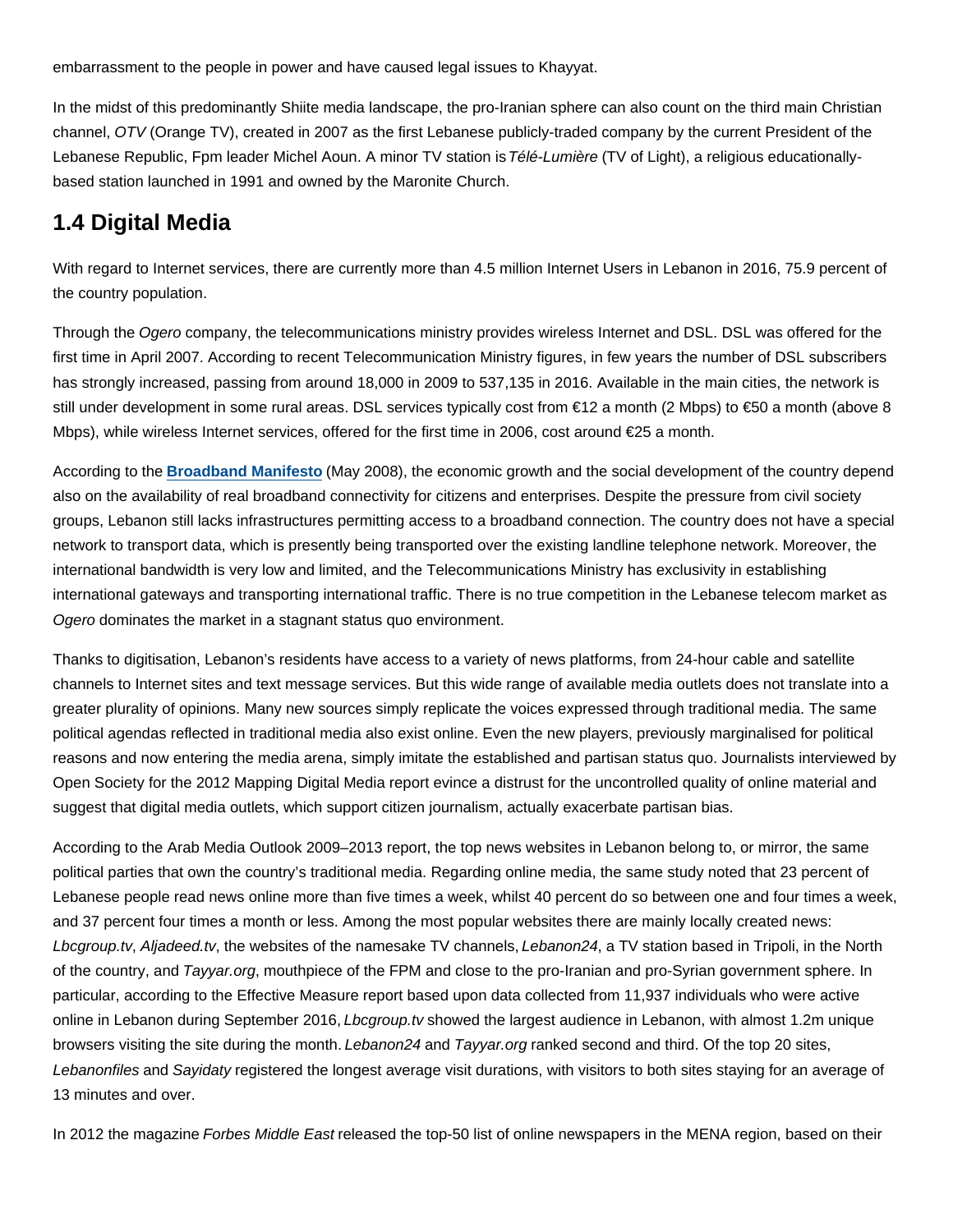embarrassment to the people in power and have caused legal issues to Khayyat.

In the midst of this predominantly Shiite media landscape, the pro-Iranian sphere can also count on the third main Christian channel, *OTV* (Orange TV), created in 2007 as the first Lebanese publicly-traded company by the current President of the Lebanese Republic, Fpm leader Michel Aoun. A minor TV station is *Télé-Lumière* (TV of Light), a religious educationally-based station launched in 1991 and owned by the Maronite Church.

## 1.4 Digital Media

With regard to Internet services, there are currently more than 4.5 million Internet Users in Lebanon in 2016, 75.9 percent of the country population.

Through the *Ogero* company, the telecommunications ministry provides wireless Internet and DSL. DSL was offered for the first time in April 2007. According to recent Telecommunication Ministry figures, in few years the number of DSL subscribers has strongly increased, passing from around 18,000 in 2009 to 537,135 in 2016. Available in the main cities, the network is still under development in some rural areas. DSL services typically cost from €12 a month (2 Mbps) to €50 a month (above 8 Mbps), while wireless Internet services, offered for the first time in 2006, cost around €25 a month.

According to the **Broadband Manifesto** (May 2008), the economic growth and the social development of the country depend also on the availability of real broadband connectivity for citizens and enterprises. Despite the pressure from civil society groups, Lebanon still lacks infrastructures permitting access to a broadband connection. The country does not have a special network to transport data, which is presently being transported over the existing landline telephone network. Moreover, the international bandwidth is very low and limited, and the Telecommunications Ministry has exclusivity in establishing international gateways and transporting international traffic. There is no true competition in the Lebanese telecom market as *Ogero* dominates the market in a stagnant status quo environment.

Thanks to digitisation, Lebanon's residents have access to a variety of news platforms, from 24-hour cable and satellite channels to Internet sites and text message services. But this wide range of available media outlets does not translate into a greater plurality of opinions. Many new sources simply replicate the voices expressed through traditional media. The same political agendas reflected in traditional media also exist online. Even the new players, previously marginalised for political reasons and now entering the media arena, simply imitate the established and partisan status quo. Journalists interviewed by Open Society for the 2012 Mapping Digital Media report evince a distrust for the uncontrolled quality of online material and suggest that digital media outlets, which support citizen journalism, actually exacerbate partisan bias.

According to the Arab Media Outlook 2009–2013 report, the top news websites in Lebanon belong to, or mirror, the same political parties that own the country's traditional media. Regarding online media, the same study noted that 23 percent of Lebanese people read news online more than five times a week, whilst 40 percent do so between one and four times a week, and 37 percent four times a month or less. Among the most popular websites there are mainly locally created news: *Lbcgroup.tv*, *Aljadeed.tv*, the websites of the namesake TV channels, *Lebanon24*, a TV station based in Tripoli, in the North of the country, and *Tayyar.org*, mouthpiece of the FPM and close to the pro-Iranian and pro-Syrian government sphere. In particular, according to the Effective Measure report based upon data collected from 11,937 individuals who were active online in Lebanon during September 2016, *Lbcgroup.tv* showed the largest audience in Lebanon, with almost 1.2m unique browsers visiting the site during the month. *Lebanon24* and *Tayyar.org* ranked second and third. Of the top 20 sites, *Lebanonfiles* and *Sayidaty* registered the longest average visit durations, with visitors to both sites staying for an average of 13 minutes and over.

In 2012 the magazine *Forbes Middle East* released the top-50 list of online newspapers in the MENA region, based on their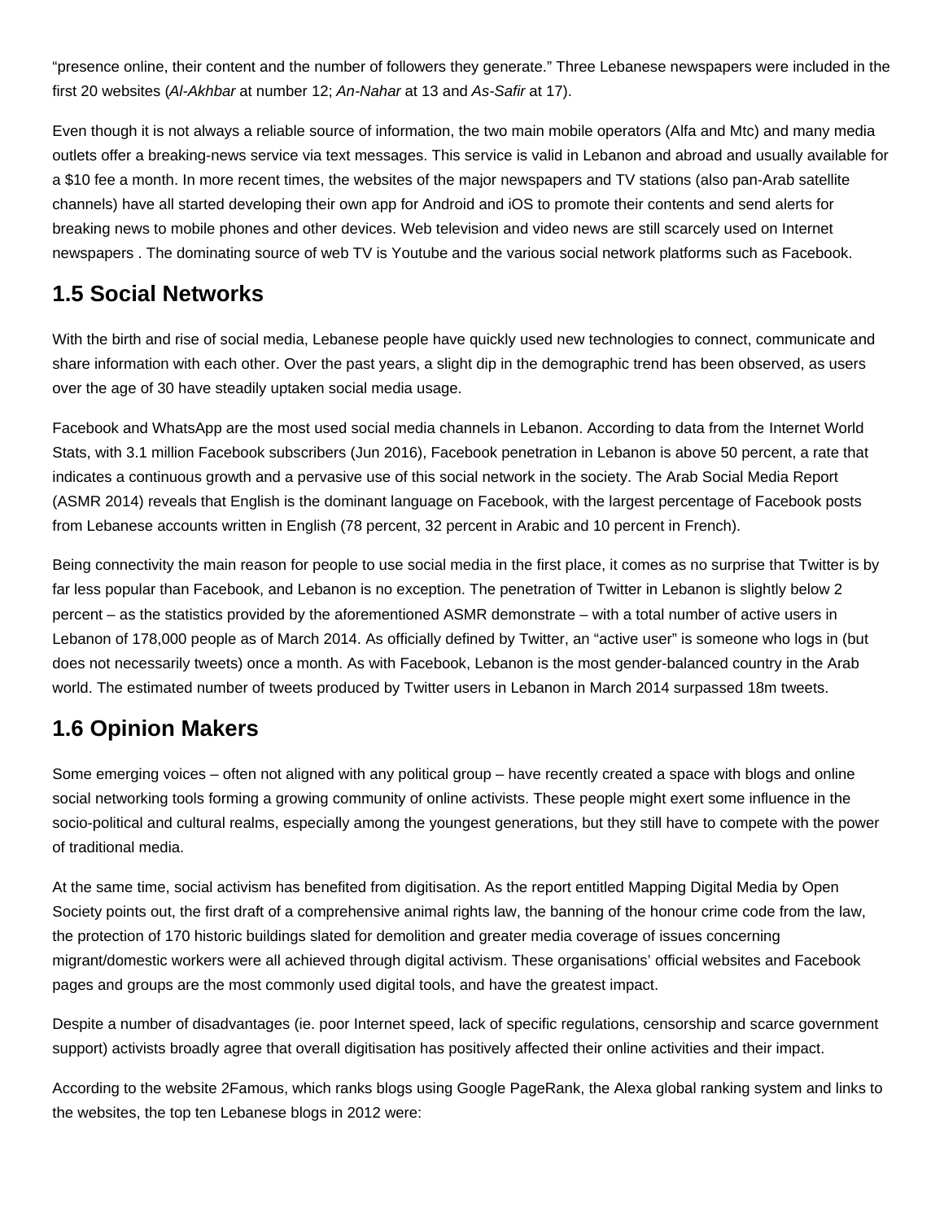"presence online, their content and the number of followers they generate." Three Lebanese newspapers were included in the first 20 websites (*Al-Akhbar* at number 12; *An-Nahar* at 13 and *As-Safir* at 17).

Even though it is not always a reliable source of information, the two main mobile operators (Alfa and Mtc) and many media outlets offer a breaking-news service via text messages. This service is valid in Lebanon and abroad and usually available for a $10 fee a month. In more recent times, the websites of the major newspapers and TV stations (also pan-Arab satellite channels) have all started developing their own app for Android and iOS to promote their contents and send alerts for breaking news to mobile phones and other devices. Web television and video news are still scarcely used on Internet newspapers . The dominating source of web TV is Youtube and the various social network platforms such as Facebook.

## 1.5 Social Networks

With the birth and rise of social media, Lebanese people have quickly used new technologies to connect, communicate and share information with each other. Over the past years, a slight dip in the demographic trend has been observed, as users over the age of 30 have steadily uptaken social media usage.

Facebook and WhatsApp are the most used social media channels in Lebanon. According to data from the Internet World Stats, with 3.1 million Facebook subscribers (Jun 2016), Facebook penetration in Lebanon is above 50 percent, a rate that indicates a continuous growth and a pervasive use of this social network in the society. The Arab Social Media Report (ASMR 2014) reveals that English is the dominant language on Facebook, with the largest percentage of Facebook posts from Lebanese accounts written in English (78 percent, 32 percent in Arabic and 10 percent in French).

Being connectivity the main reason for people to use social media in the first place, it comes as no surprise that Twitter is by far less popular than Facebook, and Lebanon is no exception. The penetration of Twitter in Lebanon is slightly below 2 percent – as the statistics provided by the aforementioned ASMR demonstrate – with a total number of active users in Lebanon of 178,000 people as of March 2014. As officially defined by Twitter, an "active user" is someone who logs in (but does not necessarily tweets) once a month. As with Facebook, Lebanon is the most gender-balanced country in the Arab world. The estimated number of tweets produced by Twitter users in Lebanon in March 2014 surpassed 18m tweets.

## 1.6 Opinion Makers

Some emerging voices – often not aligned with any political group – have recently created a space with blogs and online social networking tools forming a growing community of online activists. These people might exert some influence in the socio-political and cultural realms, especially among the youngest generations, but they still have to compete with the power of traditional media.

At the same time, social activism has benefited from digitisation. As the report entitled Mapping Digital Media by Open Society points out, the first draft of a comprehensive animal rights law, the banning of the honour crime code from the law, the protection of 170 historic buildings slated for demolition and greater media coverage of issues concerning migrant/domestic workers were all achieved through digital activism. These organisations' official websites and Facebook pages and groups are the most commonly used digital tools, and have the greatest impact.

Despite a number of disadvantages (ie. poor Internet speed, lack of specific regulations, censorship and scarce government support) activists broadly agree that overall digitisation has positively affected their online activities and their impact.

According to the website 2Famous, which ranks blogs using Google PageRank, the Alexa global ranking system and links to the websites, the top ten Lebanese blogs in 2012 were: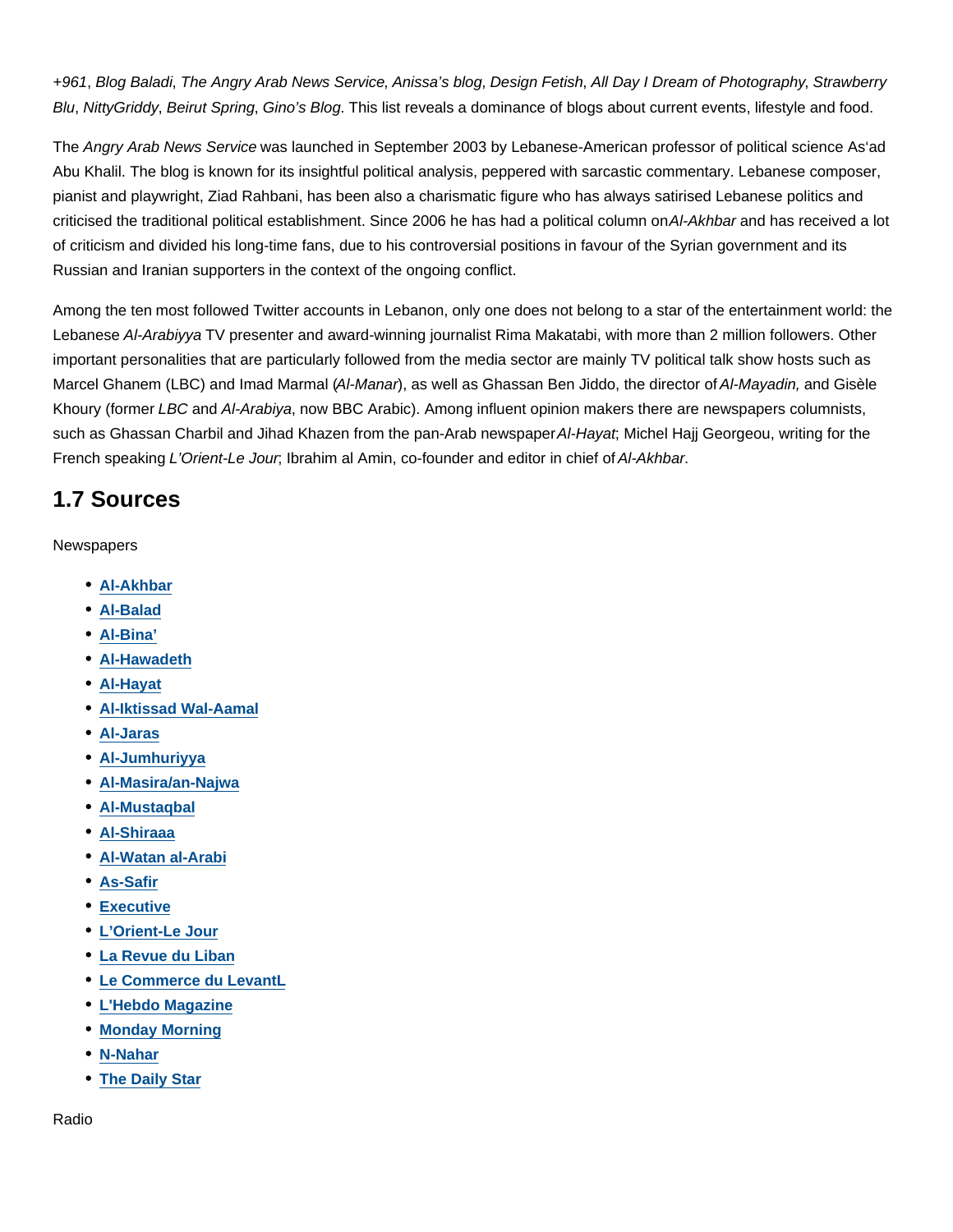*+961*, *Blog Baladi*, *The Angry Arab News Service*, *Anissa's blog*, *Design Fetish*, *All Day I Dream of Photography*, *Strawberry Blu*, *NittyGriddy*, *Beirut Spring*, *Gino's Blog*. This list reveals a dominance of blogs about current events, lifestyle and food.

The *Angry Arab News Service* was launched in September 2003 by Lebanese-American professor of political science As'ad Abu Khalil. The blog is known for its insightful political analysis, peppered with sarcastic commentary. Lebanese composer, pianist and playwright, Ziad Rahbani, has been also a charismatic figure who has always satirised Lebanese politics and criticised the traditional political establishment. Since 2006 he has had a political column on *Al-Akhbar* and has received a lot of criticism and divided his long-time fans, due to his controversial positions in favour of the Syrian government and its Russian and Iranian supporters in the context of the ongoing conflict.

Among the ten most followed Twitter accounts in Lebanon, only one does not belong to a star of the entertainment world: the Lebanese *Al-Arabiyya* TV presenter and award-winning journalist Rima Makatabi, with more than 2 million followers. Other important personalities that are particularly followed from the media sector are mainly TV political talk show hosts such as Marcel Ghanem (LBC) and Imad Marmal (*Al-Manar*), as well as Ghassan Ben Jiddo, the director of *Al-Mayadin,* and Gisèle Khoury (former *LBC* and *Al-Arabiya*, now BBC Arabic). Among influent opinion makers there are newspapers columnists, such as Ghassan Charbil and Jihad Khazen from the pan-Arab newspaper *Al-Hayat*; Michel Hajj Georgeou, writing for the French speaking *L'Orient-Le Jour*; Ibrahim al Amin, co-founder and editor in chief of *Al-Akhbar*.

## 1.7 Sources

Newspapers

- **Al-Akhbar**
- **Al-Balad**
- **Al-Bina'**
- **Al-Hawadeth**
- **Al-Hayat**
- **Al-Iktissad Wal-Aamal**
- **Al-Jaras**
- **Al-Jumhuriyya**
- **Al-Masira/an-Najwa**
- **Al-Mustaqbal**
- **Al-Shiraaa**
- **Al-Watan al-Arabi**
- **As-Safir**
- **Executive**
- **L'Orient-Le Jour**
- **La Revue du Liban**
- **Le Commerce du LevantL**
- **L'Hebdo Magazine**
- **Monday Morning**
- **N-Nahar**
- **The Daily Star**

Radio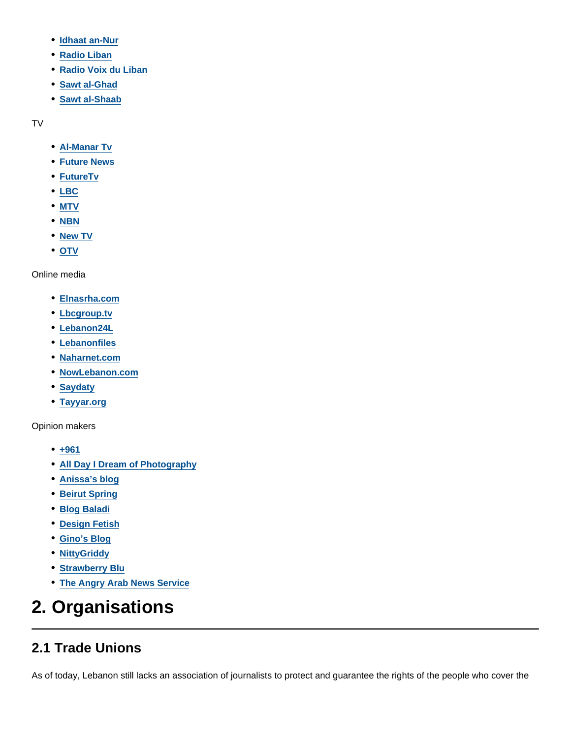- Idhaat an-Nur
- Radio Liban
- Radio Voix du Liban
- Sawt al-Ghad
- Sawt al-Shaab

TV

- Al-Manar Tv
- Future News
- FutureTv
- LBC
- MTV
- NBN
- New TV
- OTV

Online media

- Elnasrha.com
- Lbcgroup.tv
- Lebanon24L
- Lebanonfiles
- Naharnet.com
- NowLebanon.com
- Saydaty
- Tayyar.org

Opinion makers

- +961
- All Day I Dream of Photography
- Anissa's blog
- Beirut Spring
- Blog Baladi
- Design Fetish
- Gino's Blog
- NittyGriddy
- Strawberry Blu
- The Angry Arab News Service

# 2. Organisations

## 2.1 Trade Unions

As of today, Lebanon still lacks an association of journalists to protect and guarantee the rights of the people who cover the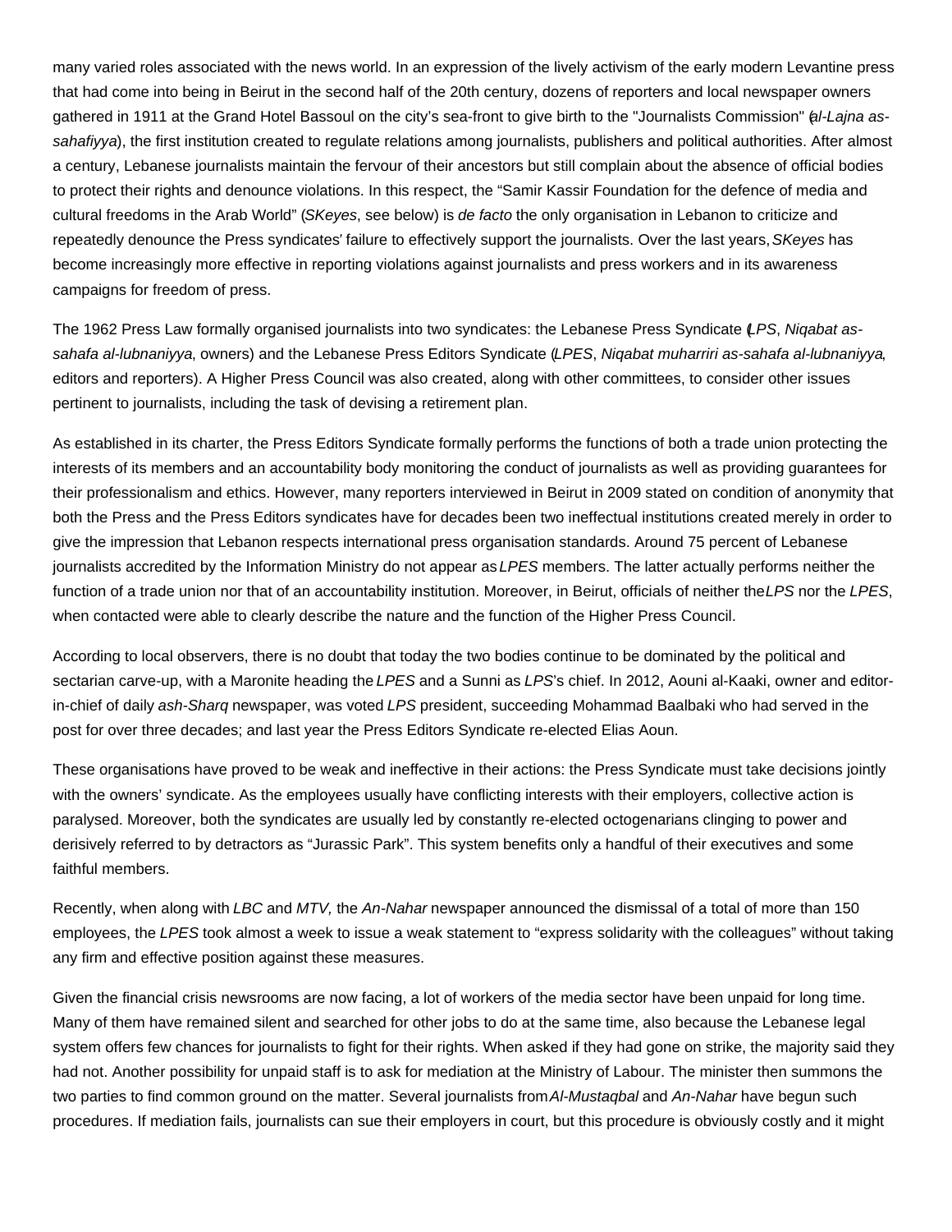many varied roles associated with the news world. In an expression of the lively activism of the early modern Levantine press that had come into being in Beirut in the second half of the 20th century, dozens of reporters and local newspaper owners gathered in 1911 at the Grand Hotel Bassoul on the city's sea-front to give birth to the "Journalists Commission" (*al-Lajna as-sahafiyya*), the first institution created to regulate relations among journalists, publishers and political authorities. After almost a century, Lebanese journalists maintain the fervour of their ancestors but still complain about the absence of official bodies to protect their rights and denounce violations. In this respect, the "Samir Kassir Foundation for the defence of media and cultural freedoms in the Arab World" (*SKeyes*, see below) is *de facto* the only organisation in Lebanon to criticize and repeatedly denounce the Press syndicates' failure to effectively support the journalists. Over the last years, *SKeyes* has become increasingly more effective in reporting violations against journalists and press workers and in its awareness campaigns for freedom of press.

The 1962 Press Law formally organised journalists into two syndicates: the Lebanese Press Syndicate (*LPS*, *Niqabat as-sahafa al-lubnaniyya*, owners) and the Lebanese Press Editors Syndicate (*LPES*, *Niqabat muharriri as-sahafa al-lubnaniyya*, editors and reporters). A Higher Press Council was also created, along with other committees, to consider other issues pertinent to journalists, including the task of devising a retirement plan.

As established in its charter, the Press Editors Syndicate formally performs the functions of both a trade union protecting the interests of its members and an accountability body monitoring the conduct of journalists as well as providing guarantees for their professionalism and ethics. However, many reporters interviewed in Beirut in 2009 stated on condition of anonymity that both the Press and the Press Editors syndicates have for decades been two ineffectual institutions created merely in order to give the impression that Lebanon respects international press organisation standards. Around 75 percent of Lebanese journalists accredited by the Information Ministry do not appear as *LPES* members. The latter actually performs neither the function of a trade union nor that of an accountability institution. Moreover, in Beirut, officials of neither the *LPS* nor the *LPES*, when contacted were able to clearly describe the nature and the function of the Higher Press Council.

According to local observers, there is no doubt that today the two bodies continue to be dominated by the political and sectarian carve-up, with a Maronite heading the *LPES* and a Sunni as *LPS*'s chief. In 2012, Aouni al-Kaaki, owner and editor-in-chief of daily *ash-Sharq* newspaper, was voted *LPS* president, succeeding Mohammad Baalbaki who had served in the post for over three decades; and last year the Press Editors Syndicate re-elected Elias Aoun.

These organisations have proved to be weak and ineffective in their actions: the Press Syndicate must take decisions jointly with the owners' syndicate. As the employees usually have conflicting interests with their employers, collective action is paralysed. Moreover, both the syndicates are usually led by constantly re-elected octogenarians clinging to power and derisively referred to by detractors as "Jurassic Park". This system benefits only a handful of their executives and some faithful members.

Recently, when along with *LBC* and *MTV,* the *An-Nahar* newspaper announced the dismissal of a total of more than 150 employees, the *LPES* took almost a week to issue a weak statement to "express solidarity with the colleagues" without taking any firm and effective position against these measures.

Given the financial crisis newsrooms are now facing, a lot of workers of the media sector have been unpaid for long time. Many of them have remained silent and searched for other jobs to do at the same time, also because the Lebanese legal system offers few chances for journalists to fight for their rights. When asked if they had gone on strike, the majority said they had not. Another possibility for unpaid staff is to ask for mediation at the Ministry of Labour. The minister then summons the two parties to find common ground on the matter. Several journalists from *Al-Mustaqbal* and *An-Nahar* have begun such procedures. If mediation fails, journalists can sue their employers in court, but this procedure is obviously costly and it might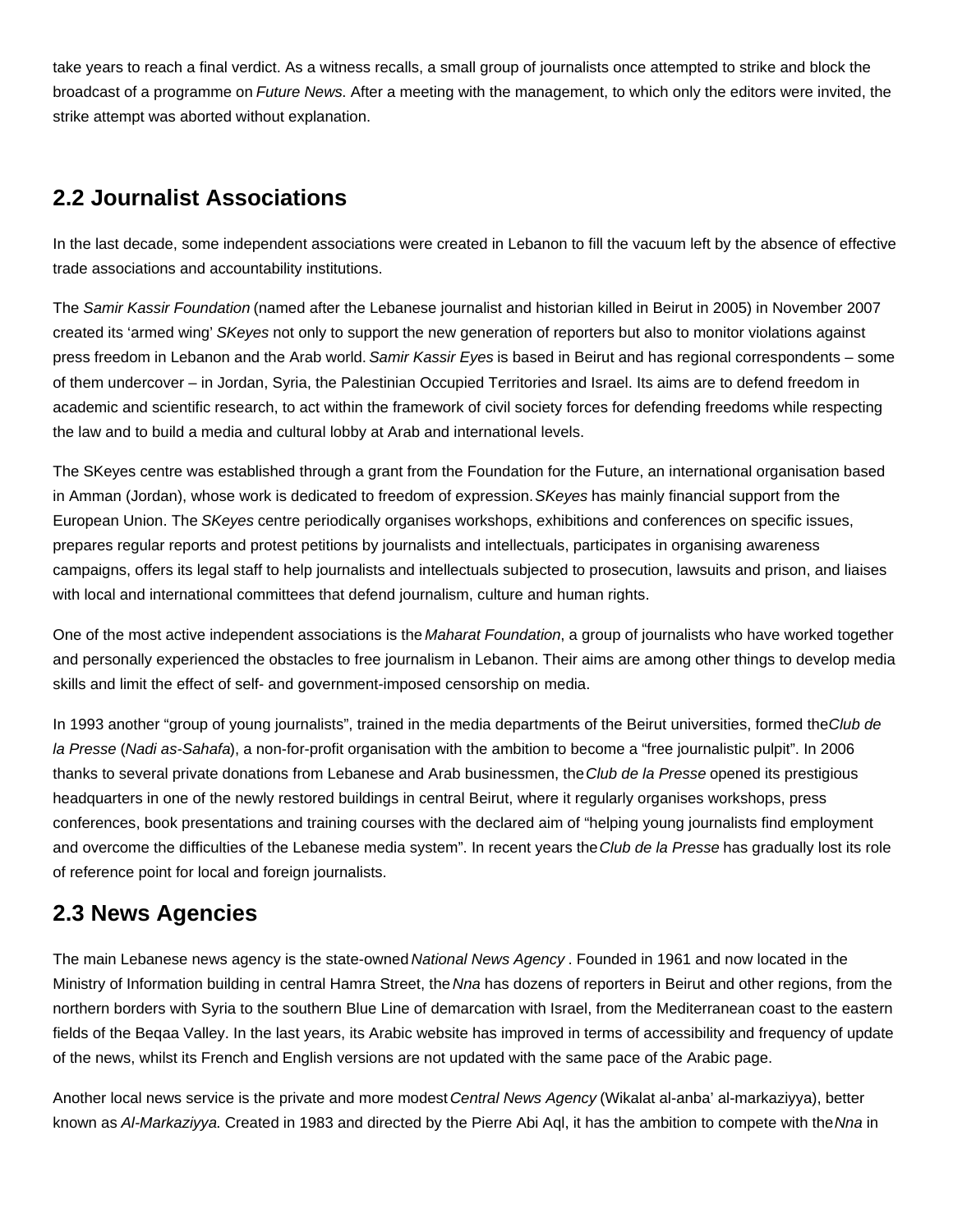take years to reach a final verdict. As a witness recalls, a small group of journalists once attempted to strike and block the broadcast of a programme on *Future News.* After a meeting with the management, to which only the editors were invited, the strike attempt was aborted without explanation.

## 2.2 Journalist Associations

In the last decade, some independent associations were created in Lebanon to fill the vacuum left by the absence of effective trade associations and accountability institutions.

The *Samir Kassir Foundation* (named after the Lebanese journalist and historian killed in Beirut in 2005) in November 2007 created its 'armed wing' *SKeyes* not only to support the new generation of reporters but also to monitor violations against press freedom in Lebanon and the Arab world. *Samir Kassir Eyes* is based in Beirut and has regional correspondents – some of them undercover – in Jordan, Syria, the Palestinian Occupied Territories and Israel. Its aims are to defend freedom in academic and scientific research, to act within the framework of civil society forces for defending freedoms while respecting the law and to build a media and cultural lobby at Arab and international levels.

The SKeyes centre was established through a grant from the Foundation for the Future, an international organisation based in Amman (Jordan), whose work is dedicated to freedom of expression. *SKeyes* has mainly financial support from the European Union. The *SKeyes* centre periodically organises workshops, exhibitions and conferences on specific issues, prepares regular reports and protest petitions by journalists and intellectuals, participates in organising awareness campaigns, offers its legal staff to help journalists and intellectuals subjected to prosecution, lawsuits and prison, and liaises with local and international committees that defend journalism, culture and human rights.

One of the most active independent associations is the *Maharat Foundation*, a group of journalists who have worked together and personally experienced the obstacles to free journalism in Lebanon. Their aims are among other things to develop media skills and limit the effect of self- and government-imposed censorship on media.

In 1993 another "group of young journalists", trained in the media departments of the Beirut universities, formed the *Club de la Presse* (*Nadi as-Sahafa*), a non-for-profit organisation with the ambition to become a "free journalistic pulpit". In 2006 thanks to several private donations from Lebanese and Arab businessmen, the *Club de la Presse* opened its prestigious headquarters in one of the newly restored buildings in central Beirut, where it regularly organises workshops, press conferences, book presentations and training courses with the declared aim of "helping young journalists find employment and overcome the difficulties of the Lebanese media system". In recent years the *Club de la Presse* has gradually lost its role of reference point for local and foreign journalists.

## 2.3 News Agencies

The main Lebanese news agency is the state-owned *National News Agency* . Founded in 1961 and now located in the Ministry of Information building in central Hamra Street, the *Nna* has dozens of reporters in Beirut and other regions, from the northern borders with Syria to the southern Blue Line of demarcation with Israel, from the Mediterranean coast to the eastern fields of the Beqaa Valley. In the last years, its Arabic website has improved in terms of accessibility and frequency of update of the news, whilst its French and English versions are not updated with the same pace of the Arabic page.

Another local news service is the private and more modest *Central News Agency* (Wikalat al-anba' al-markaziyya), better known as *Al-Markaziyya.* Created in 1983 and directed by the Pierre Abi Aql, it has the ambition to compete with the *Nna* in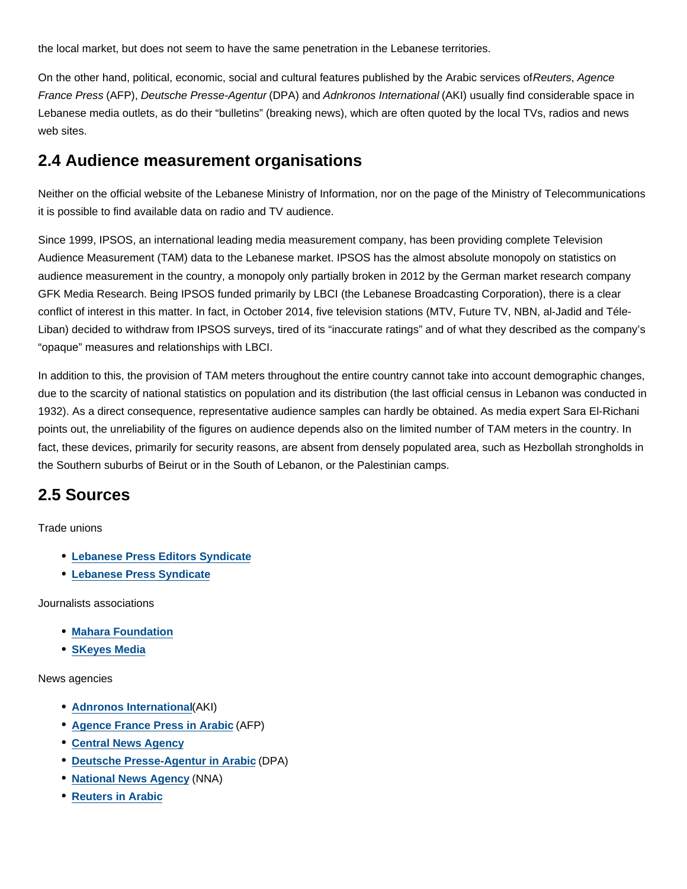the local market, but does not seem to have the same penetration in the Lebanese territories.

On the other hand, political, economic, social and cultural features published by the Arabic services of *Reuters*, *Agence France Press* (AFP), *Deutsche Presse-Agentur* (DPA) and *Adnkronos International* (AKI) usually find considerable space in Lebanese media outlets, as do their "bulletins" (breaking news), which are often quoted by the local TVs, radios and news web sites.

## 2.4 Audience measurement organisations

Neither on the official website of the Lebanese Ministry of Information, nor on the page of the Ministry of Telecommunications it is possible to find available data on radio and TV audience.

Since 1999, IPSOS, an international leading media measurement company, has been providing complete Television Audience Measurement (TAM) data to the Lebanese market. IPSOS has the almost absolute monopoly on statistics on audience measurement in the country, a monopoly only partially broken in 2012 by the German market research company GFK Media Research. Being IPSOS funded primarily by LBCI (the Lebanese Broadcasting Corporation), there is a clear conflict of interest in this matter. In fact, in October 2014, five television stations (MTV, Future TV, NBN, al-Jadid and Téle-Liban) decided to withdraw from IPSOS surveys, tired of its "inaccurate ratings" and of what they described as the company's "opaque" measures and relationships with LBCI.

In addition to this, the provision of TAM meters throughout the entire country cannot take into account demographic changes, due to the scarcity of national statistics on population and its distribution (the last official census in Lebanon was conducted in 1932). As a direct consequence, representative audience samples can hardly be obtained. As media expert Sara El-Richani points out, the unreliability of the figures on audience depends also on the limited number of TAM meters in the country. In fact, these devices, primarily for security reasons, are absent from densely populated area, such as Hezbollah strongholds in the Southern suburbs of Beirut or in the South of Lebanon, or the Palestinian camps.

## 2.5 Sources

Trade unions

- **Lebanese Press Editors Syndicate**
- **Lebanese Press Syndicate**

Journalists associations

- **Mahara Foundation**
- **SKeyes Media**

News agencies

- **Adnronos International** (AKI)
- **Agence France Press in Arabic** (AFP)
- **Central News Agency**
- **Deutsche Presse-Agentur in Arabic** (DPA)
- **National News Agency** (NNA)
- **Reuters in Arabic**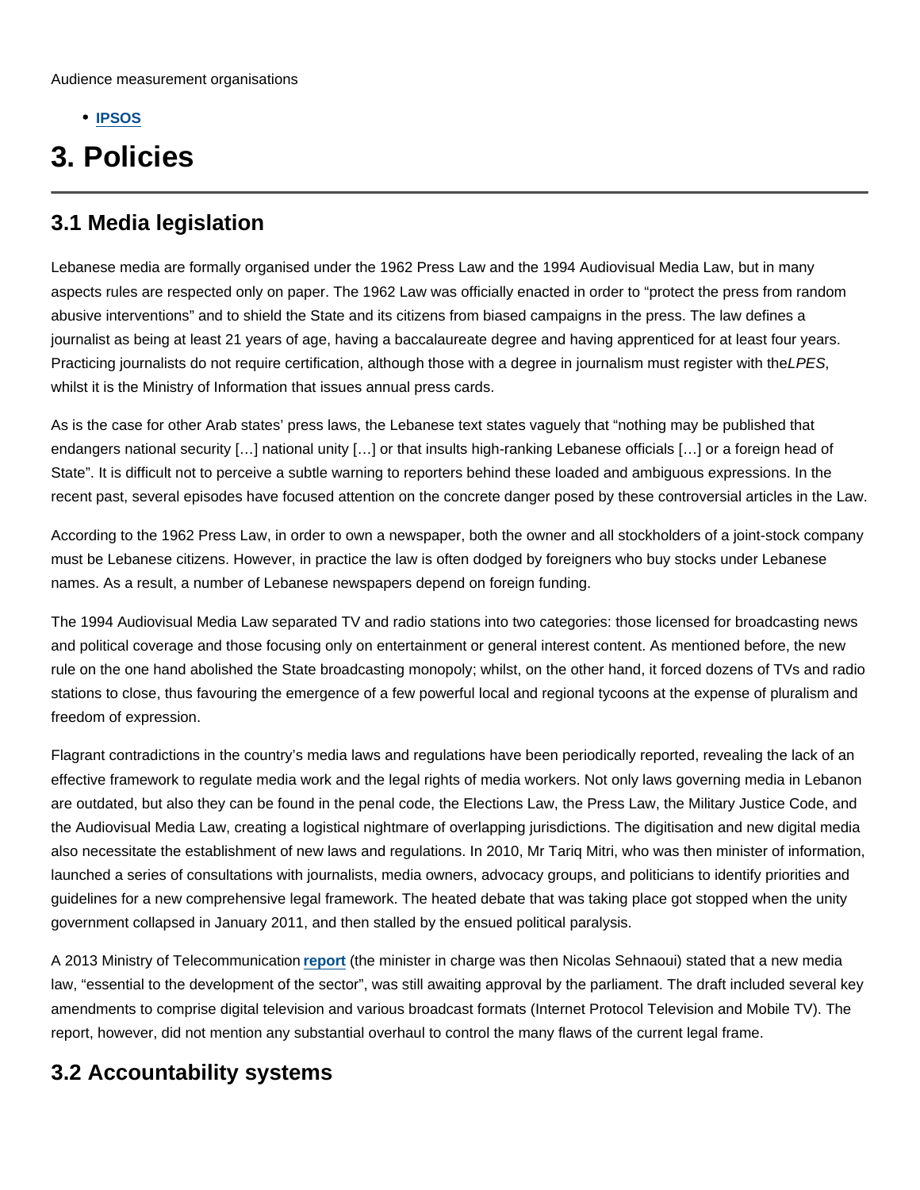Audience measurement organisations

- **IPSOS**

# 3. Policies

## 3.1 Media legislation

Lebanese media are formally organised under the 1962 Press Law and the 1994 Audiovisual Media Law, but in many aspects rules are respected only on paper. The 1962 Law was officially enacted in order to "protect the press from random abusive interventions" and to shield the State and its citizens from biased campaigns in the press. The law defines a journalist as being at least 21 years of age, having a baccalaureate degree and having apprenticed for at least four years. Practicing journalists do not require certification, although those with a degree in journalism must register with the*LPES*, whilst it is the Ministry of Information that issues annual press cards.

As is the case for other Arab states' press laws, the Lebanese text states vaguely that "nothing may be published that endangers national security […] national unity […] or that insults high-ranking Lebanese officials […] or a foreign head of State". It is difficult not to perceive a subtle warning to reporters behind these loaded and ambiguous expressions. In the recent past, several episodes have focused attention on the concrete danger posed by these controversial articles in the Law.

According to the 1962 Press Law, in order to own a newspaper, both the owner and all stockholders of a joint-stock company must be Lebanese citizens. However, in practice the law is often dodged by foreigners who buy stocks under Lebanese names. As a result, a number of Lebanese newspapers depend on foreign funding.

The 1994 Audiovisual Media Law separated TV and radio stations into two categories: those licensed for broadcasting news and political coverage and those focusing only on entertainment or general interest content. As mentioned before, the new rule on the one hand abolished the State broadcasting monopoly; whilst, on the other hand, it forced dozens of TVs and radio stations to close, thus favouring the emergence of a few powerful local and regional tycoons at the expense of pluralism and freedom of expression.

Flagrant contradictions in the country's media laws and regulations have been periodically reported, revealing the lack of an effective framework to regulate media work and the legal rights of media workers. Not only laws governing media in Lebanon are outdated, but also they can be found in the penal code, the Elections Law, the Press Law, the Military Justice Code, and the Audiovisual Media Law, creating a logistical nightmare of overlapping jurisdictions. The digitisation and new digital media also necessitate the establishment of new laws and regulations. In 2010, Mr Tariq Mitri, who was then minister of information, launched a series of consultations with journalists, media owners, advocacy groups, and politicians to identify priorities and guidelines for a new comprehensive legal framework. The heated debate that was taking place got stopped when the unity government collapsed in January 2011, and then stalled by the ensued political paralysis.

A 2013 Ministry of Telecommunication **report** (the minister in charge was then Nicolas Sehnaoui) stated that a new media law, "essential to the development of the sector", was still awaiting approval by the parliament. The draft included several key amendments to comprise digital television and various broadcast formats (Internet Protocol Television and Mobile TV). The report, however, did not mention any substantial overhaul to control the many flaws of the current legal frame.

## 3.2 Accountability systems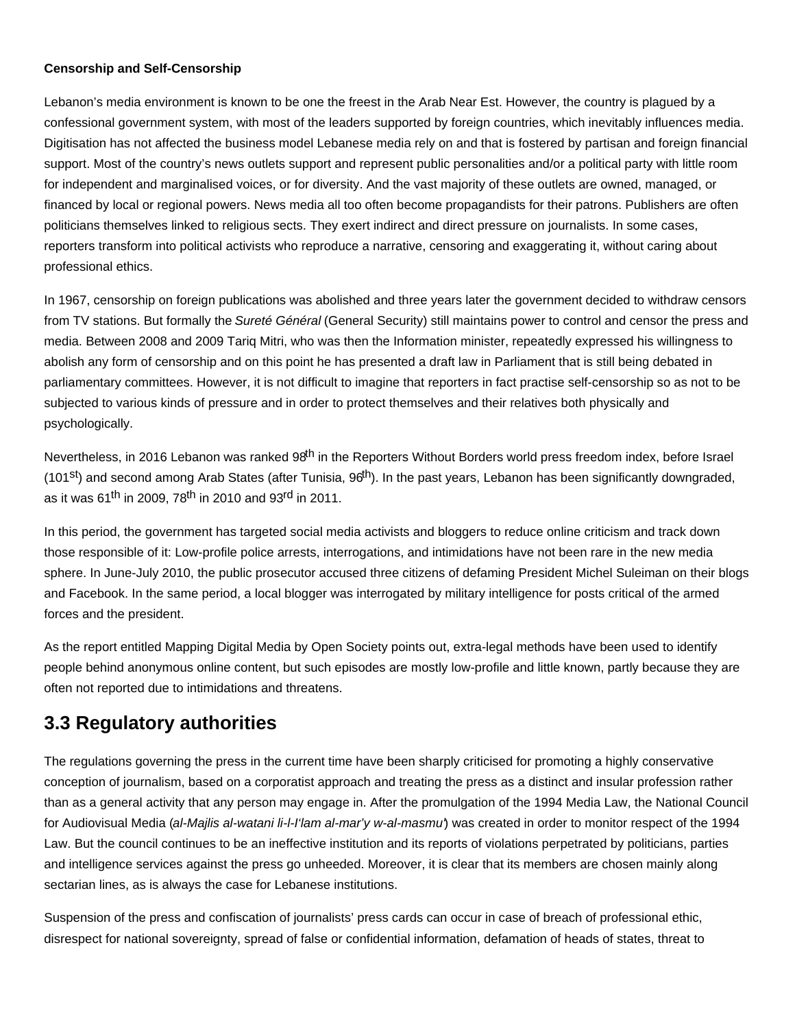**Censorship and Self-Censorship**

Lebanon's media environment is known to be one the freest in the Arab Near Est. However, the country is plagued by a confessional government system, with most of the leaders supported by foreign countries, which inevitably influences media. Digitisation has not affected the business model Lebanese media rely on and that is fostered by partisan and foreign financial support. Most of the country's news outlets support and represent public personalities and/or a political party with little room for independent and marginalised voices, or for diversity. And the vast majority of these outlets are owned, managed, or financed by local or regional powers. News media all too often become propagandists for their patrons. Publishers are often politicians themselves linked to religious sects. They exert indirect and direct pressure on journalists. In some cases, reporters transform into political activists who reproduce a narrative, censoring and exaggerating it, without caring about professional ethics.

In 1967, censorship on foreign publications was abolished and three years later the government decided to withdraw censors from TV stations. But formally the *Sureté Général* (General Security) still maintains power to control and censor the press and media. Between 2008 and 2009 Tariq Mitri, who was then the Information minister, repeatedly expressed his willingness to abolish any form of censorship and on this point he has presented a draft law in Parliament that is still being debated in parliamentary committees. However, it is not difficult to imagine that reporters in fact practise self-censorship so as not to be subjected to various kinds of pressure and in order to protect themselves and their relatives both physically and psychologically.

Nevertheless, in 2016 Lebanon was ranked 98th in the Reporters Without Borders world press freedom index, before Israel (101st) and second among Arab States (after Tunisia, 96th). In the past years, Lebanon has been significantly downgraded, as it was 61th in 2009, 78th in 2010 and 93rd in 2011.

In this period, the government has targeted social media activists and bloggers to reduce online criticism and track down those responsible of it: Low-profile police arrests, interrogations, and intimidations have not been rare in the new media sphere. In June-July 2010, the public prosecutor accused three citizens of defaming President Michel Suleiman on their blogs and Facebook. In the same period, a local blogger was interrogated by military intelligence for posts critical of the armed forces and the president.

As the report entitled Mapping Digital Media by Open Society points out, extra-legal methods have been used to identify people behind anonymous online content, but such episodes are mostly low-profile and little known, partly because they are often not reported due to intimidations and threatens.

## 3.3 Regulatory authorities

The regulations governing the press in the current time have been sharply criticised for promoting a highly conservative conception of journalism, based on a corporatist approach and treating the press as a distinct and insular profession rather than as a general activity that any person may engage in. After the promulgation of the 1994 Media Law, the National Council for Audiovisual Media (*al-Majlis al-watani li-l-I'lam al-mar'y w-al-masmu'*) was created in order to monitor respect of the 1994 Law. But the council continues to be an ineffective institution and its reports of violations perpetrated by politicians, parties and intelligence services against the press go unheeded. Moreover, it is clear that its members are chosen mainly along sectarian lines, as is always the case for Lebanese institutions.

Suspension of the press and confiscation of journalists' press cards can occur in case of breach of professional ethic, disrespect for national sovereignty, spread of false or confidential information, defamation of heads of states, threat to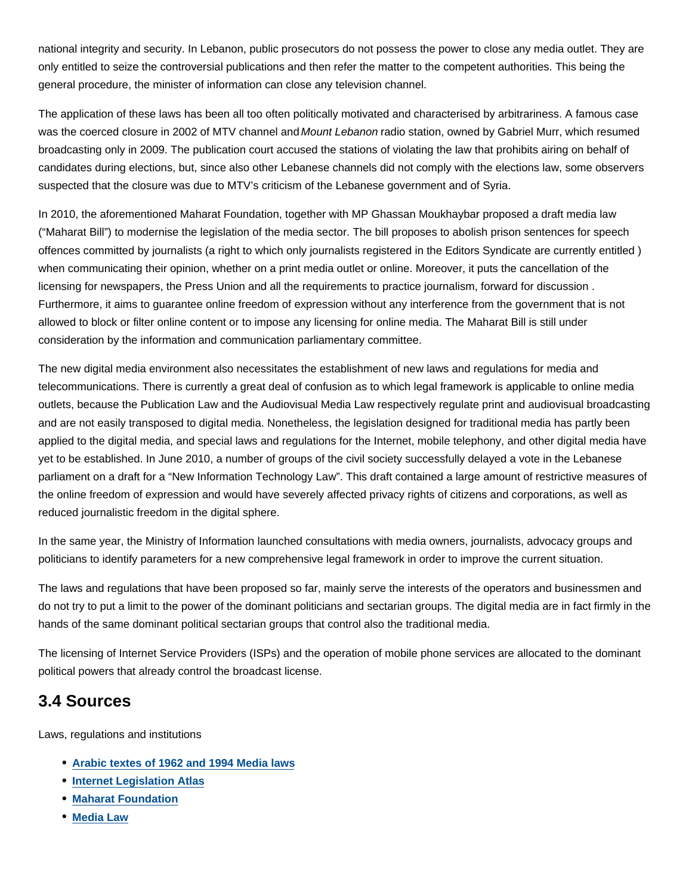national integrity and security. In Lebanon, public prosecutors do not possess the power to close any media outlet. They are only entitled to seize the controversial publications and then refer the matter to the competent authorities. This being the general procedure, the minister of information can close any television channel.

The application of these laws has been all too often politically motivated and characterised by arbitrariness. A famous case was the coerced closure in 2002 of MTV channel and *Mount Lebanon* radio station, owned by Gabriel Murr, which resumed broadcasting only in 2009. The publication court accused the stations of violating the law that prohibits airing on behalf of candidates during elections, but, since also other Lebanese channels did not comply with the elections law, some observers suspected that the closure was due to MTV's criticism of the Lebanese government and of Syria.

In 2010, the aforementioned Maharat Foundation, together with MP Ghassan Moukhaybar proposed a draft media law ("Maharat Bill") to modernise the legislation of the media sector. The bill proposes to abolish prison sentences for speech offences committed by journalists (a right to which only journalists registered in the Editors Syndicate are currently entitled ) when communicating their opinion, whether on a print media outlet or online. Moreover, it puts the cancellation of the licensing for newspapers, the Press Union and all the requirements to practice journalism, forward for discussion . Furthermore, it aims to guarantee online freedom of expression without any interference from the government that is not allowed to block or filter online content or to impose any licensing for online media. The Maharat Bill is still under consideration by the information and communication parliamentary committee.

The new digital media environment also necessitates the establishment of new laws and regulations for media and telecommunications. There is currently a great deal of confusion as to which legal framework is applicable to online media outlets, because the Publication Law and the Audiovisual Media Law respectively regulate print and audiovisual broadcasting and are not easily transposed to digital media. Nonetheless, the legislation designed for traditional media has partly been applied to the digital media, and special laws and regulations for the Internet, mobile telephony, and other digital media have yet to be established. In June 2010, a number of groups of the civil society successfully delayed a vote in the Lebanese parliament on a draft for a "New Information Technology Law". This draft contained a large amount of restrictive measures of the online freedom of expression and would have severely affected privacy rights of citizens and corporations, as well as reduced journalistic freedom in the digital sphere.

In the same year, the Ministry of Information launched consultations with media owners, journalists, advocacy groups and politicians to identify parameters for a new comprehensive legal framework in order to improve the current situation.

The laws and regulations that have been proposed so far, mainly serve the interests of the operators and businessmen and do not try to put a limit to the power of the dominant politicians and sectarian groups. The digital media are in fact firmly in the hands of the same dominant political sectarian groups that control also the traditional media.

The licensing of Internet Service Providers (ISPs) and the operation of mobile phone services are allocated to the dominant political powers that already control the broadcast license.

## 3.4 Sources

Laws, regulations and institutions

- **Arabic textes of 1962 and 1994 Media laws**
- **Internet Legislation Atlas**
- **Maharat Foundation**
- **Media Law**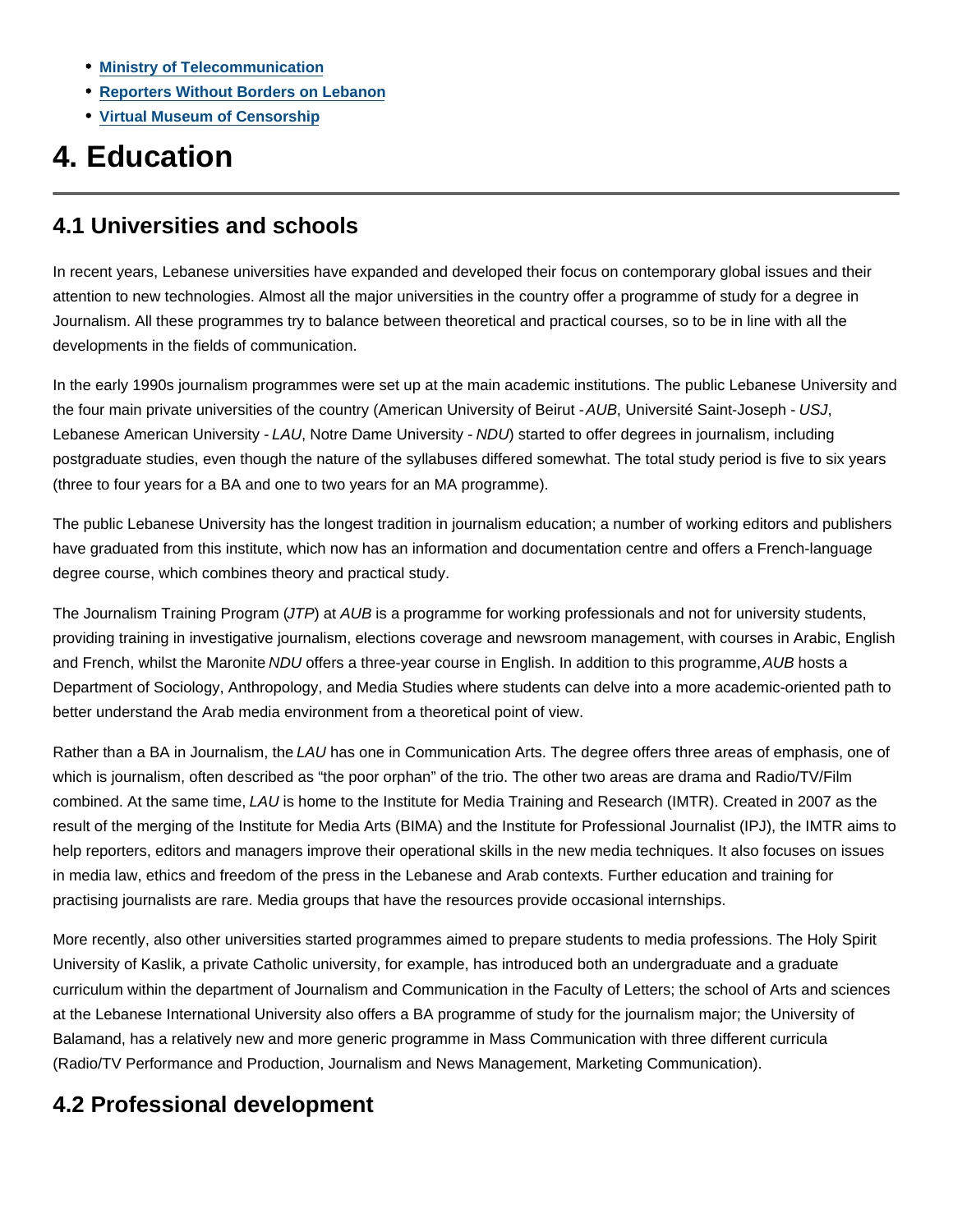- **Ministry of Telecommunication**
- **Reporters Without Borders on Lebanon**
- **Virtual Museum of Censorship**

# 4. Education

## 4.1 Universities and schools

In recent years, Lebanese universities have expanded and developed their focus on contemporary global issues and their attention to new technologies. Almost all the major universities in the country offer a programme of study for a degree in Journalism. All these programmes try to balance between theoretical and practical courses, so to be in line with all the developments in the fields of communication.

In the early 1990s journalism programmes were set up at the main academic institutions. The public Lebanese University and the four main private universities of the country (American University of Beirut - *AUB*, Université Saint-Joseph - *USJ*, Lebanese American University - *LAU*, Notre Dame University - *NDU*) started to offer degrees in journalism, including postgraduate studies, even though the nature of the syllabuses differed somewhat. The total study period is five to six years (three to four years for a BA and one to two years for an MA programme).

The public Lebanese University has the longest tradition in journalism education; a number of working editors and publishers have graduated from this institute, which now has an information and documentation centre and offers a French-language degree course, which combines theory and practical study.

The Journalism Training Program (*JTP*) at *AUB* is a programme for working professionals and not for university students, providing training in investigative journalism, elections coverage and newsroom management, with courses in Arabic, English and French, whilst the Maronite *NDU* offers a three-year course in English. In addition to this programme, *AUB* hosts a Department of Sociology, Anthropology, and Media Studies where students can delve into a more academic-oriented path to better understand the Arab media environment from a theoretical point of view.

Rather than a BA in Journalism, the *LAU* has one in Communication Arts. The degree offers three areas of emphasis, one of which is journalism, often described as "the poor orphan" of the trio. The other two areas are drama and Radio/TV/Film combined. At the same time, *LAU* is home to the Institute for Media Training and Research (IMTR). Created in 2007 as the result of the merging of the Institute for Media Arts (BIMA) and the Institute for Professional Journalist (IPJ), the IMTR aims to help reporters, editors and managers improve their operational skills in the new media techniques. It also focuses on issues in media law, ethics and freedom of the press in the Lebanese and Arab contexts. Further education and training for practising journalists are rare. Media groups that have the resources provide occasional internships.

More recently, also other universities started programmes aimed to prepare students to media professions. The Holy Spirit University of Kaslik, a private Catholic university, for example, has introduced both an undergraduate and a graduate curriculum within the department of Journalism and Communication in the Faculty of Letters; the school of Arts and sciences at the Lebanese International University also offers a BA programme of study for the journalism major; the University of Balamand, has a relatively new and more generic programme in Mass Communication with three different curricula (Radio/TV Performance and Production, Journalism and News Management, Marketing Communication).

## 4.2 Professional development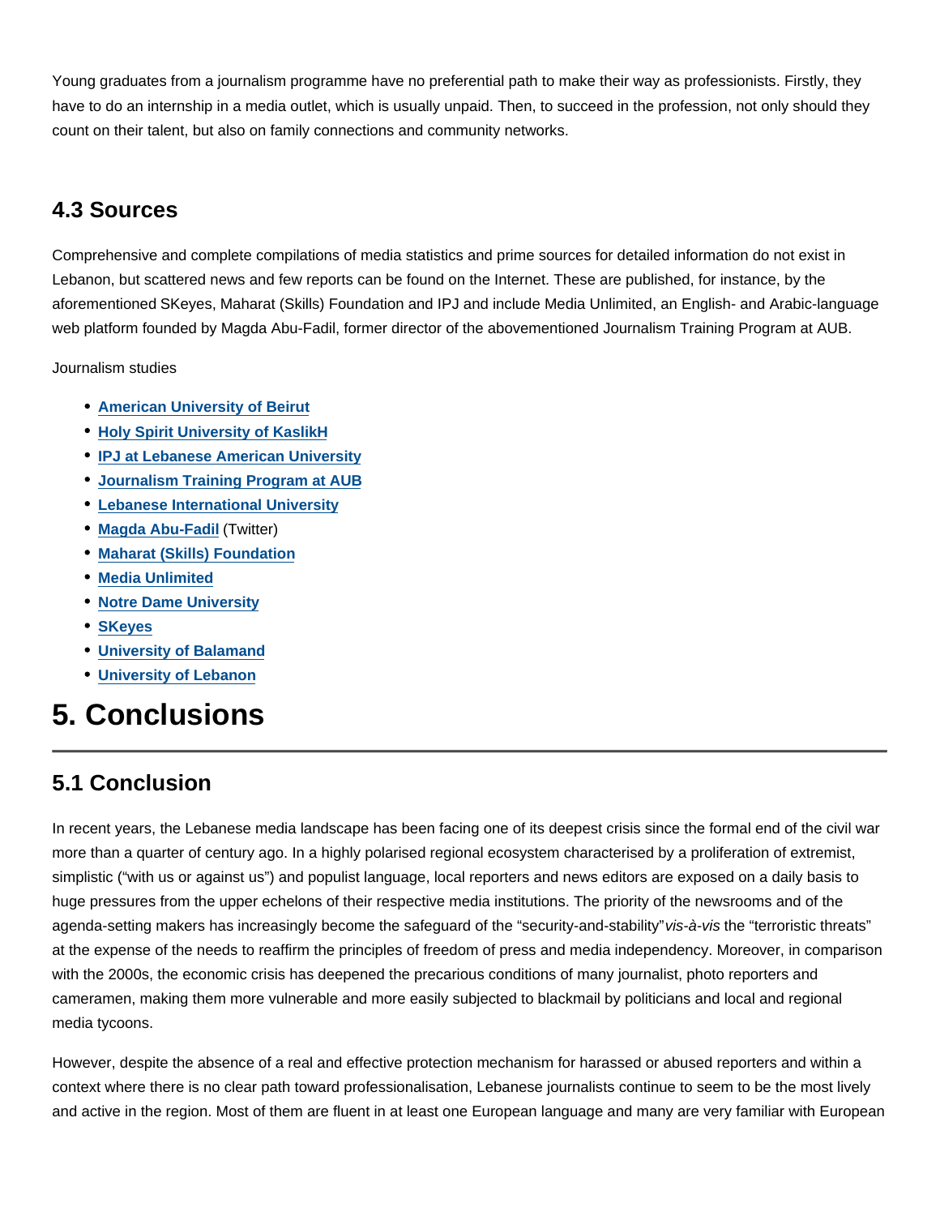Young graduates from a journalism programme have no preferential path to make their way as professionists. Firstly, they have to do an internship in a media outlet, which is usually unpaid. Then, to succeed in the profession, not only should they count on their talent, but also on family connections and community networks.

### 4.3 Sources

Comprehensive and complete compilations of media statistics and prime sources for detailed information do not exist in Lebanon, but scattered news and few reports can be found on the Internet. These are published, for instance, by the aforementioned SKeyes, Maharat (Skills) Foundation and IPJ and include Media Unlimited, an English- and Arabic-language web platform founded by Magda Abu-Fadil, former director of the abovementioned Journalism Training Program at AUB.

Journalism studies

- **American University of Beirut**
- **Holy Spirit University of KaslikH**
- **IPJ at Lebanese American University**
- **Journalism Training Program at AUB**
- **Lebanese International University**
- **Magda Abu-Fadil** (Twitter)
- **Maharat (Skills) Foundation**
- **Media Unlimited**
- **Notre Dame University**
- **SKeyes**
- **University of Balamand**
- **University of Lebanon**

# 5. Conclusions

### 5.1 Conclusion

In recent years, the Lebanese media landscape has been facing one of its deepest crisis since the formal end of the civil war more than a quarter of century ago. In a highly polarised regional ecosystem characterised by a proliferation of extremist, simplistic ("with us or against us") and populist language, local reporters and news editors are exposed on a daily basis to huge pressures from the upper echelons of their respective media institutions. The priority of the newsrooms and of the agenda-setting makers has increasingly become the safeguard of the "security-and-stability" *vis-à-vis* the "terroristic threats" at the expense of the needs to reaffirm the principles of freedom of press and media independency. Moreover, in comparison with the 2000s, the economic crisis has deepened the precarious conditions of many journalist, photo reporters and cameramen, making them more vulnerable and more easily subjected to blackmail by politicians and local and regional media tycoons.

However, despite the absence of a real and effective protection mechanism for harassed or abused reporters and within a context where there is no clear path toward professionalisation, Lebanese journalists continue to seem to be the most lively and active in the region. Most of them are fluent in at least one European language and many are very familiar with European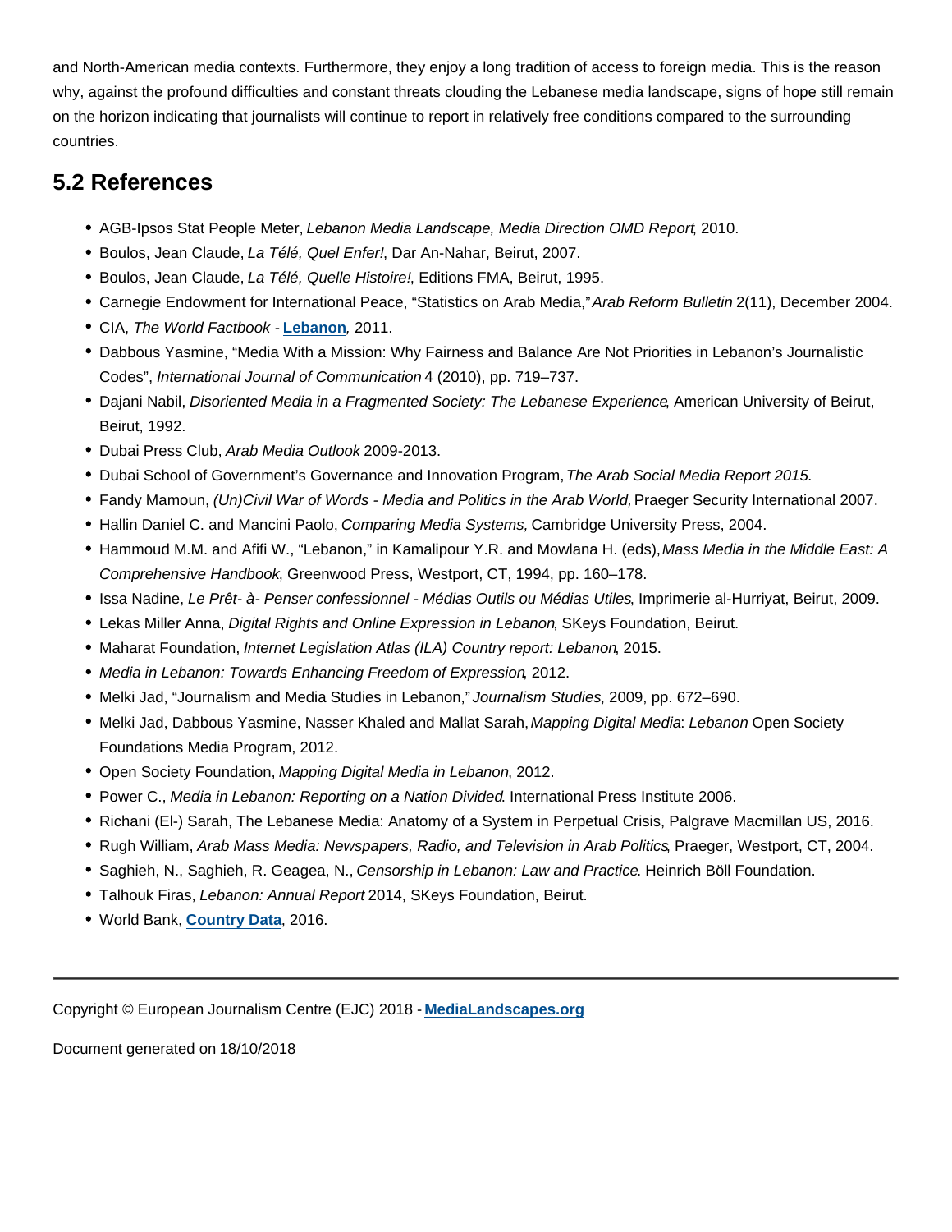and North-American media contexts. Furthermore, they enjoy a long tradition of access to foreign media. This is the reason why, against the profound difficulties and constant threats clouding the Lebanese media landscape, signs of hope still remain on the horizon indicating that journalists will continue to report in relatively free conditions compared to the surrounding countries.

## 5.2 References

- AGB-Ipsos Stat People Meter, *Lebanon Media Landscape, Media Direction OMD Report*, 2010.
- Boulos, Jean Claude, *La Télé, Quel Enfer!*, Dar An-Nahar, Beirut, 2007.
- Boulos, Jean Claude, *La Télé, Quelle Histoire!*, Editions FMA, Beirut, 1995.
- Carnegie Endowment for International Peace, “Statistics on Arab Media,” *Arab Reform Bulletin* 2(11), December 2004.
- CIA, *The World Factbook -* **Lebanon**, 2011.
- Dabbous Yasmine, “Media With a Mission: Why Fairness and Balance Are Not Priorities in Lebanon’s Journalistic Codes”, *International Journal of Communication* 4 (2010), pp. 719–737.
- Dajani Nabil, *Disoriented Media in a Fragmented Society: The Lebanese Experience*, American University of Beirut, Beirut, 1992.
- Dubai Press Club, *Arab Media Outlook* 2009-2013.
- Dubai School of Government’s Governance and Innovation Program, *The Arab Social Media Report 2015.*
- Fandy Mamoun, *(Un)Civil War of Words - Media and Politics in the Arab World,* Praeger Security International 2007.
- Hallin Daniel C. and Mancini Paolo, *Comparing Media Systems,* Cambridge University Press, 2004.
- Hammoud M.M. and Afifi W., “Lebanon,” in Kamalipour Y.R. and Mowlana H. (eds), *Mass Media in the Middle East: A Comprehensive Handbook*, Greenwood Press, Westport, CT, 1994, pp. 160–178.
- Issa Nadine, *Le Prêt- à- Penser confessionnel - Médias Outils ou Médias Utiles*, Imprimerie al-Hurriyat, Beirut, 2009.
- Lekas Miller Anna, *Digital Rights and Online Expression in Lebanon*, SKeys Foundation, Beirut.
- Maharat Foundation, *Internet Legislation Atlas (ILA) Country report: Lebanon*, 2015.
- *Media in Lebanon: Towards Enhancing Freedom of Expression*, 2012.
- Melki Jad, “Journalism and Media Studies in Lebanon,” *Journalism Studies*, 2009, pp. 672–690.
- Melki Jad, Dabbous Yasmine, Nasser Khaled and Mallat Sarah, *Mapping Digital Media*: *Lebanon* Open Society Foundations Media Program, 2012.
- Open Society Foundation, *Mapping Digital Media in Lebanon*, 2012.
- Power C., *Media in Lebanon: Reporting on a Nation Divided*. International Press Institute 2006.
- Richani (El-) Sarah, The Lebanese Media: Anatomy of a System in Perpetual Crisis, Palgrave Macmillan US, 2016.
- Rugh William, *Arab Mass Media: Newspapers, Radio, and Television in Arab Politics*, Praeger, Westport, CT, 2004.
- Saghieh, N., Saghieh, R. Geagea, N., *Censorship in Lebanon: Law and Practice*. Heinrich Böll Foundation.
- Talhouk Firas, *Lebanon: Annual Report* 2014, SKeys Foundation, Beirut.
- World Bank, **Country Data**, 2016.

---

Copyright © European Journalism Centre (EJC) 2018 - **MediaLandscapes.org**

Document generated on 18/10/2018